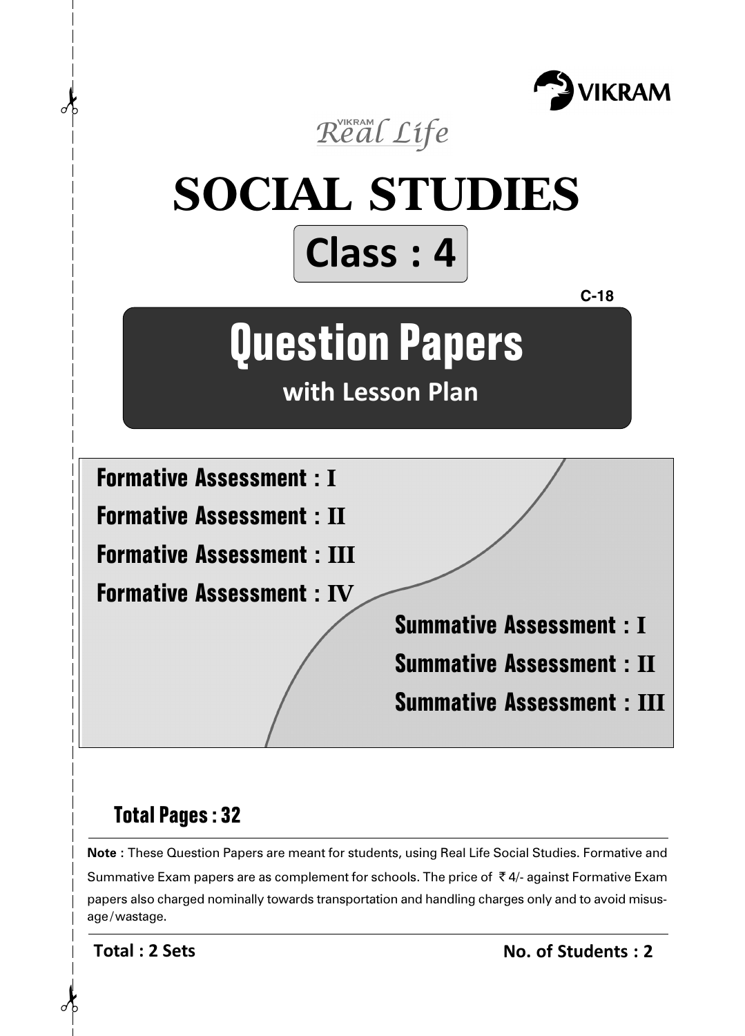VIKRAM

*Real Life* (VIKRAM)

# SOCIAL STUDIES

## Class : 4

C-18

# Question Papers

**with Lesson Plan**

**Formative Assessment : I**

**Formative Assessment : II**

**Formative Assessment : III**

**Formative Assessment : IV**

**Summative Assessment : I**

**Summative Assessment : II**

**Summative Assessment : III**

**Total Pages : 32**

**Note** : These Question Papers are meant for students, using Real Life Social Studies. Formative and Summative Exam papers are as complement for schools. The price of ₹ 4/- against Formative Exam papers also charged nominally towards transportation and handling charges only and to avoid misusage/wastage.

**Total : 2 Sets** **No. of Students : 2**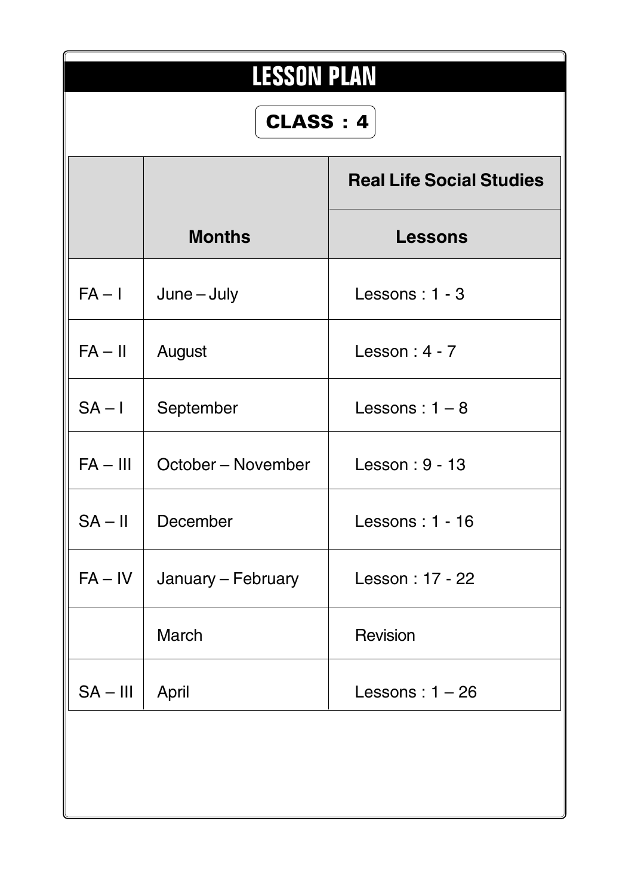# LESSON PLAN

**CLASS : 4**

| | Months | Real Life Social Studies |
|---|---|---|
| | | **Lessons** |
| FA – I | June – July | Lessons : 1 - 3 |
| FA – II | August | Lesson : 4 - 7 |
| SA – I | September | Lessons : 1 – 8 |
| FA – III | October – November | Lesson : 9 - 13 |
| SA – II | December | Lessons : 1 - 16 |
| FA – IV | January – February | Lesson : 17 - 22 |
| | March | Revision |
| SA – III | April | Lessons : 1 – 26 |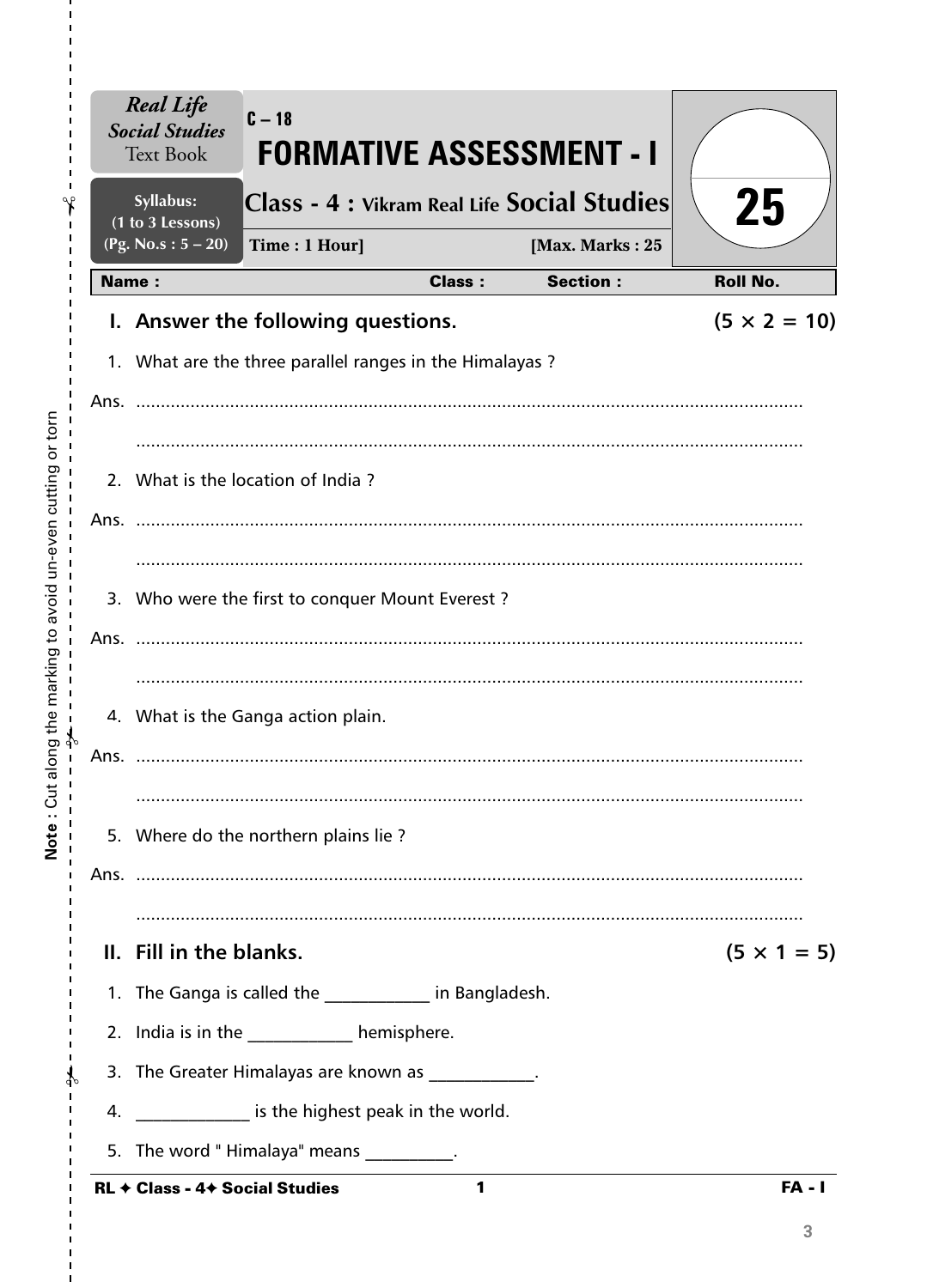*Real Life Social Studies* Text Book

Syllabus: (1 to 3 Lessons) (Pg. No.s : 5 – 20)

C – 18

# FORMATIVE ASSESSMENT - I

## Class - 4 : Vikram Real Life Social Studies

**Time : 1 Hour]** **[Max. Marks : 25**

25

| Name : | Class : | Section : | Roll No. |
|---|---|---|---|

### I. Answer the following questions. (5 × 2 = 10)

1. What are the three parallel ranges in the Himalayas ?

Ans. ..........................................................................................................................

..........................................................................................................................

2. What is the location of India ?

Ans. ..........................................................................................................................

..........................................................................................................................

3. Who were the first to conquer Mount Everest ?

Ans. ..........................................................................................................................

..........................................................................................................................

4. What is the Ganga action plain.

Ans. ..........................................................................................................................

..........................................................................................................................

5. Where do the northern plains lie ?

Ans. ..........................................................................................................................

..........................................................................................................................

### II. Fill in the blanks. (5 × 1 = 5)

1. The Ganga is called the ____________ in Bangladesh.
2. India is in the ____________ hemisphere.
3. The Greater Himalayas are known as ____________.
4. _____________ is the highest peak in the world.
5. The word " Himalaya" means __________.

Note : Cut along the marking to avoid un-even cutting or torn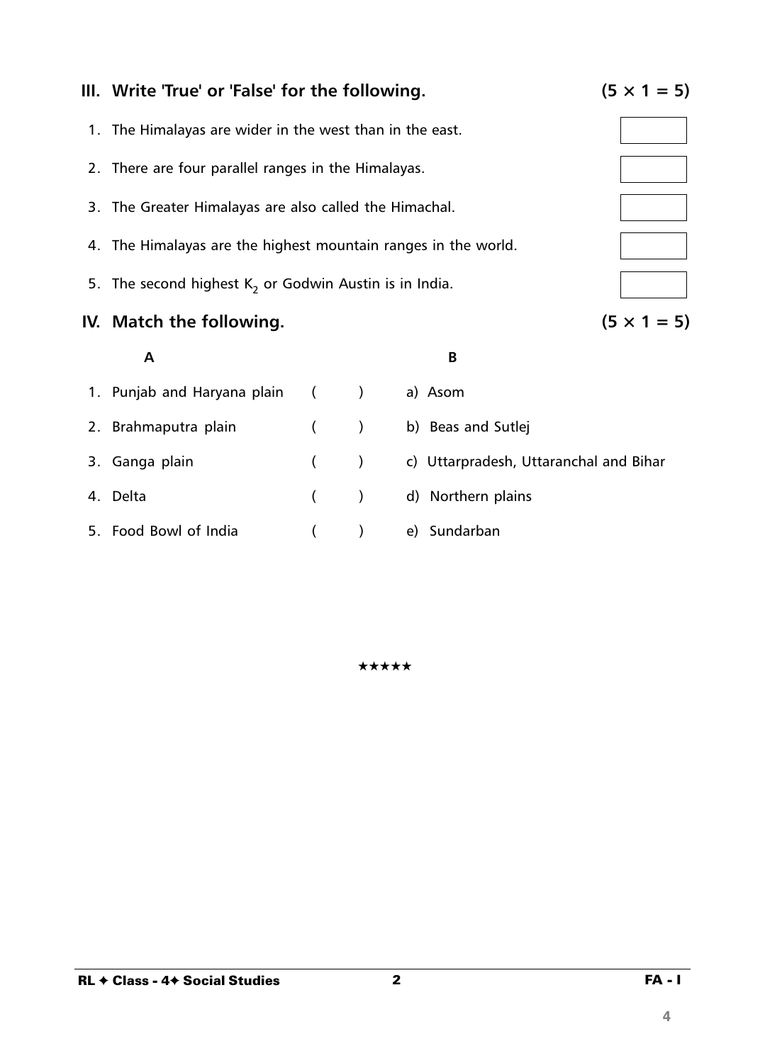## III. Write 'True' or 'False' for the following. (5 × 1 = 5)

1. The Himalayas are wider in the west than in the east. [ ]
2. There are four parallel ranges in the Himalayas. [ ]
3. The Greater Himalayas are also called the Himachal. [ ]
4. The Himalayas are the highest mountain ranges in the world. [ ]
5. The second highest $K_2$ or Godwin Austin is in India. [ ]

## IV. Match the following. (5 × 1 = 5)

| A | | B |
|---|---|---|
| 1. Punjab and Haryana plain | ( ) | a) Asom |
| 2. Brahmaputra plain | ( ) | b) Beas and Sutlej |
| 3. Ganga plain | ( ) | c) Uttarpradesh, Uttaranchal and Bihar |
| 4. Delta | ( ) | d) Northern plains |
| 5. Food Bowl of India | ( ) | e) Sundarban |

★★★★★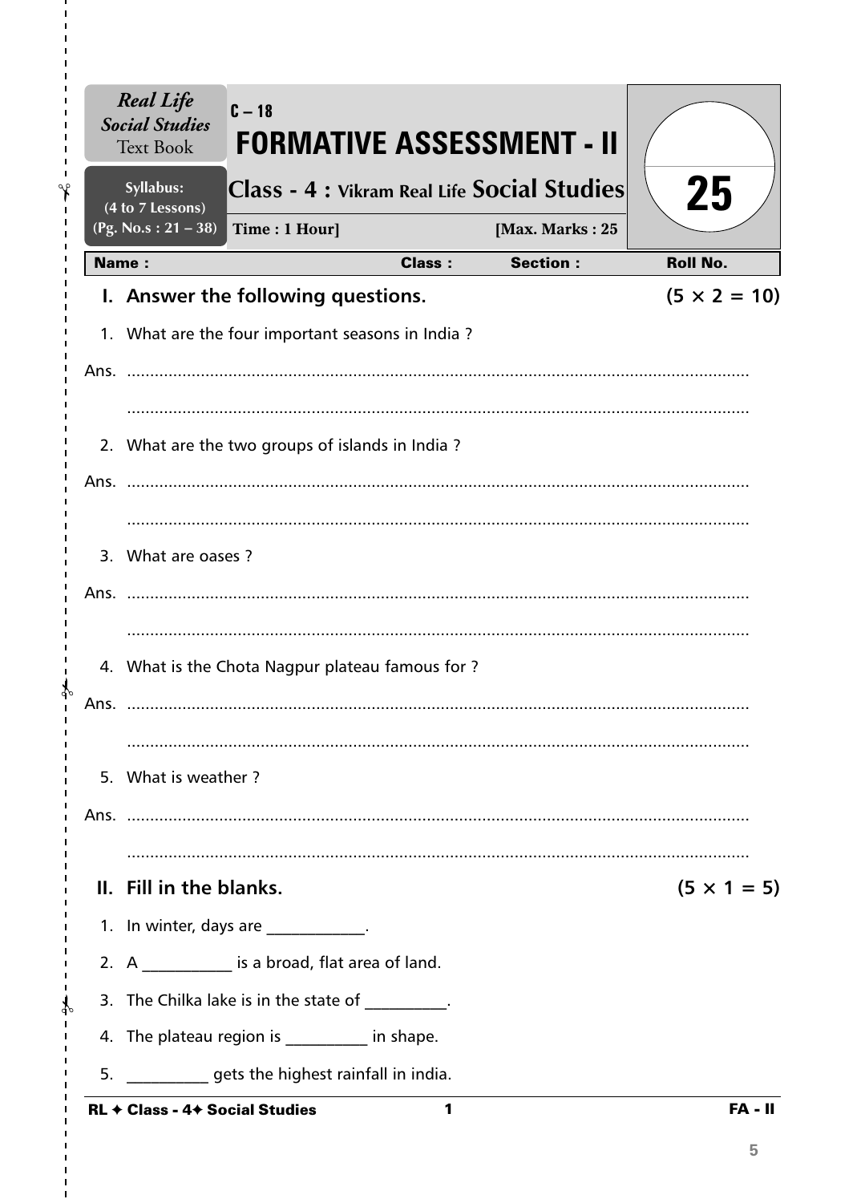*Real Life Social Studies* Text Book

Syllabus: (4 to 7 Lessons) (Pg. No.s : 21 – 38)

C – 18

# FORMATIVE ASSESSMENT - II

**Class - 4 : Vikram Real Life Social Studies**

**Time : 1 Hour]** **[Max. Marks : 25**

**25**

| **Name :** | **Class :** | **Section :** | **Roll No.** |
|---|---|---|---|

## I. Answer the following questions. (5 × 2 = 10)

1. What are the four important seasons in India ?

Ans. ..........................................................................................................................

..........................................................................................................................

2. What are the two groups of islands in India ?

Ans. ..........................................................................................................................

..........................................................................................................................

3. What are oases ?

Ans. ..........................................................................................................................

..........................................................................................................................

4. What is the Chota Nagpur plateau famous for ?

Ans. ..........................................................................................................................

..........................................................................................................................

5. What is weather ?

Ans. ..........................................................................................................................

..........................................................................................................................

## II. Fill in the blanks. (5 × 1 = 5)

1. In winter, days are ____________.
2. A ___________ is a broad, flat area of land.
3. The Chilka lake is in the state of __________.
4. The plateau region is __________ in shape.
5. __________ gets the highest rainfall in india.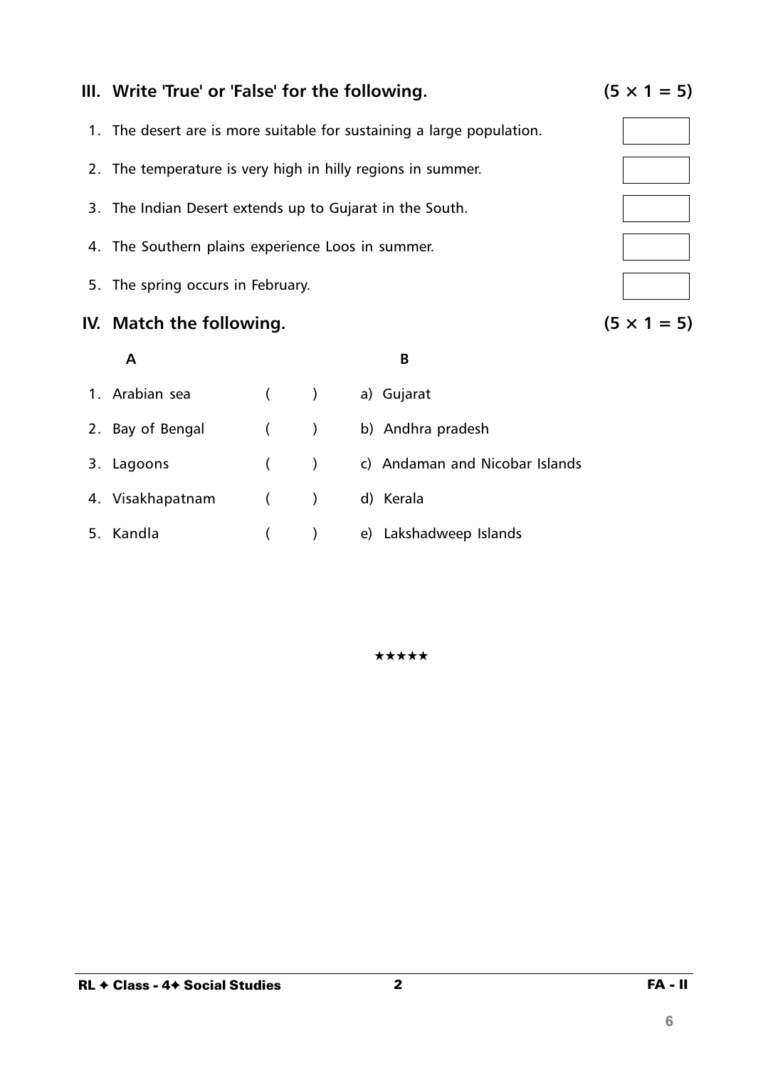## III. Write 'True' or 'False' for the following. (5 × 1 = 5)

1. The desert are is more suitable for sustaining a large population. [ ]
2. The temperature is very high in hilly regions in summer. [ ]
3. The Indian Desert extends up to Gujarat in the South. [ ]
4. The Southern plains experience Loos in summer. [ ]
5. The spring occurs in February. [ ]

## IV. Match the following. (5 × 1 = 5)

| A | | B |
|---|---|---|
| 1. Arabian sea | ( ) | a) Gujarat |
| 2. Bay of Bengal | ( ) | b) Andhra pradesh |
| 3. Lagoons | ( ) | c) Andaman and Nicobar Islands |
| 4. Visakhapatnam | ( ) | d) Kerala |
| 5. Kandla | ( ) | e) Lakshadweep Islands |

★★★★★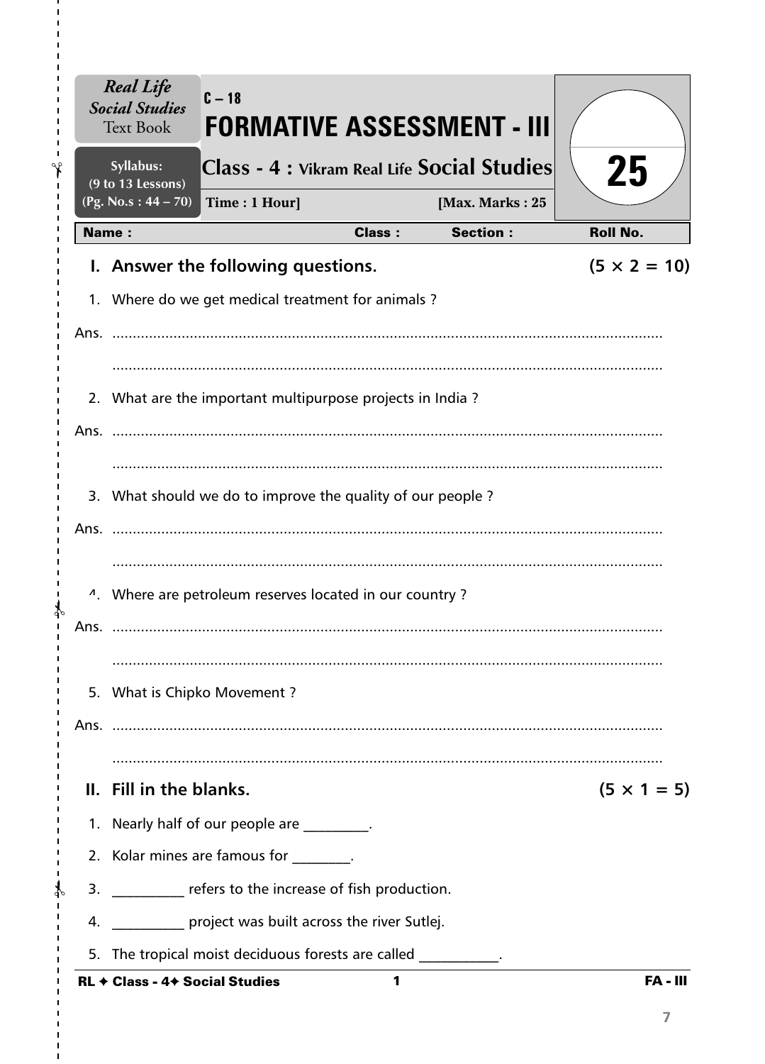*Real Life Social Studies* Text Book

Syllabus: (9 to 13 Lessons) (Pg. No.s : 44 – 70)

C – 18

# FORMATIVE ASSESSMENT - III

## Class - 4 : Vikram Real Life Social Studies

Time : 1 Hour] [Max. Marks : 25

25

| Name : | Class : | Section : | Roll No. |
|---|---|---|---|

### I. Answer the following questions. (5 × 2 = 10)

1. Where do we get medical treatment for animals ?

Ans. ..........................................................................................................................

..........................................................................................................................

2. What are the important multipurpose projects in India ?

Ans. ..........................................................................................................................

..........................................................................................................................

3. What should we do to improve the quality of our people ?

Ans. ..........................................................................................................................

..........................................................................................................................

4. Where are petroleum reserves located in our country ?

Ans. ..........................................................................................................................

..........................................................................................................................

5. What is Chipko Movement ?

Ans. ..........................................................................................................................

..........................................................................................................................

### II. Fill in the blanks. (5 × 1 = 5)

1. Nearly half of our people are _________.
2. Kolar mines are famous for ________.
3. __________ refers to the increase of fish production.
4. __________ project was built across the river Sutlej.
5. The tropical moist deciduous forests are called ___________.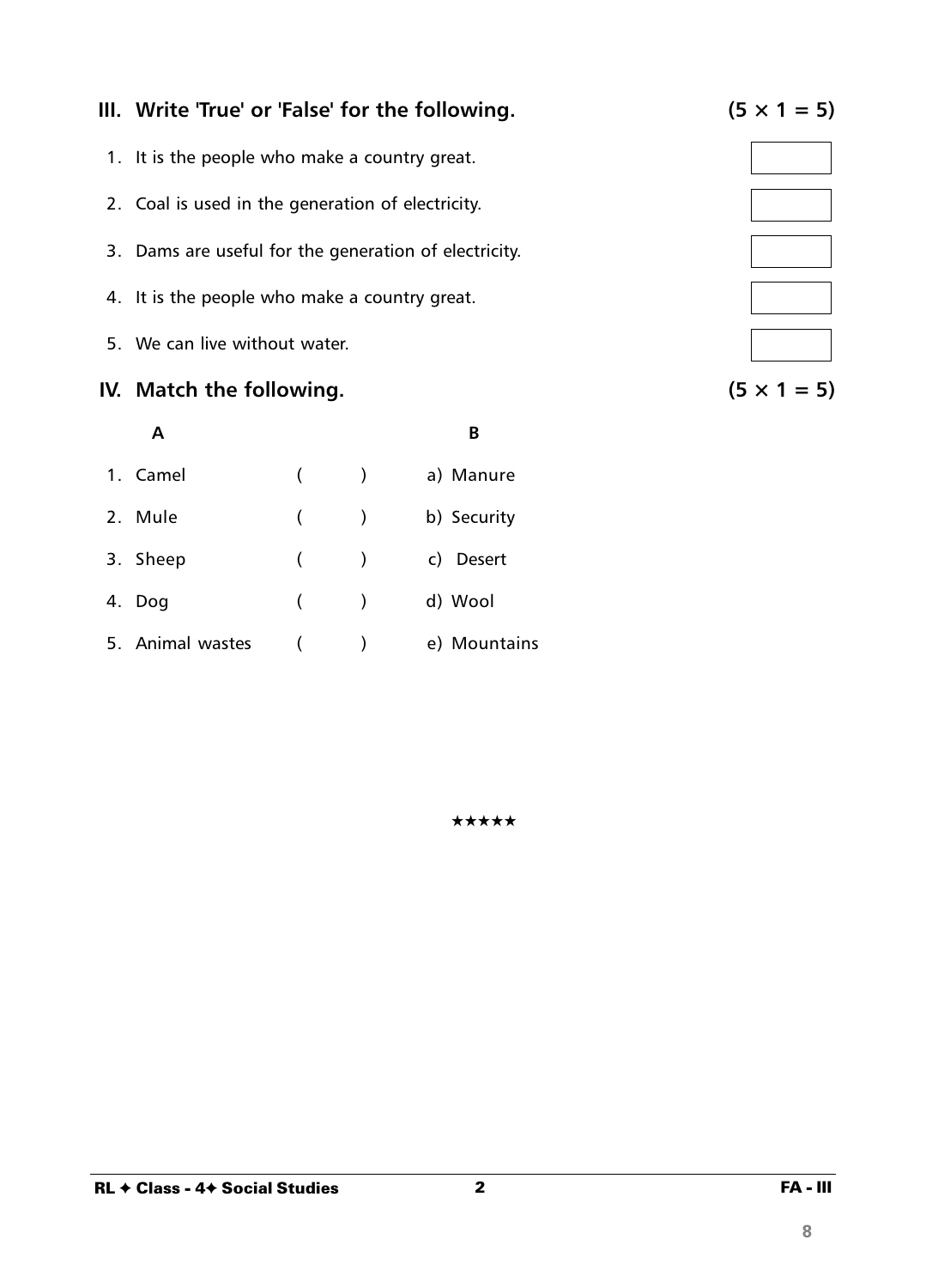## III. Write 'True' or 'False' for the following. (5 × 1 = 5)

1. It is the people who make a country great. [ ]
2. Coal is used in the generation of electricity. [ ]
3. Dams are useful for the generation of electricity. [ ]
4. It is the people who make a country great. [ ]
5. We can live without water. [ ]

## IV. Match the following. (5 × 1 = 5)

| A | | B |
|---|---|---|
| 1. Camel | ( ) | a) Manure |
| 2. Mule | ( ) | b) Security |
| 3. Sheep | ( ) | c) Desert |
| 4. Dog | ( ) | d) Wool |
| 5. Animal wastes | ( ) | e) Mountains |

★★★★★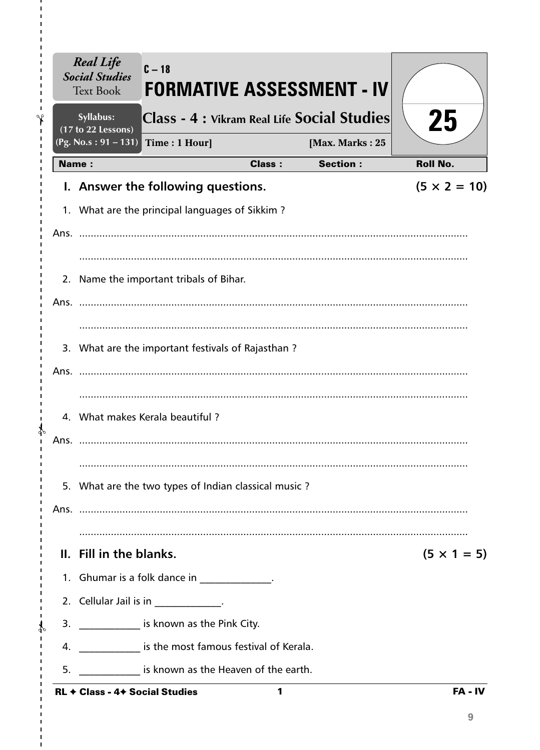*Real Life Social Studies* Text Book

Syllabus: (17 to 22 Lessons) (Pg. No.s : 91 – 131)

C – 18

# FORMATIVE ASSESSMENT - IV

## Class - 4 : Vikram Real Life Social Studies

Time : 1 Hour] [Max. Marks : 25

25

| Name : | Class : | Section : | Roll No. |
|---|---|---|---|

### I. Answer the following questions. (5 × 2 = 10)

1. What are the principal languages of Sikkim ?

Ans. ......................................................................................................................

......................................................................................................................

2. Name the important tribals of Bihar.

Ans. ......................................................................................................................

......................................................................................................................

3. What are the important festivals of Rajasthan ?

Ans. ......................................................................................................................

......................................................................................................................

4. What makes Kerala beautiful ?

Ans. ......................................................................................................................

......................................................................................................................

5. What are the two types of Indian classical music ?

Ans. ......................................................................................................................

......................................................................................................................

### II. Fill in the blanks. (5 × 1 = 5)

1. Ghumar is a folk dance in ______________.
2. Cellular Jail is in _____________.
3. ____________ is known as the Pink City.
4. ____________ is the most famous festival of Kerala.
5. ____________ is known as the Heaven of the earth.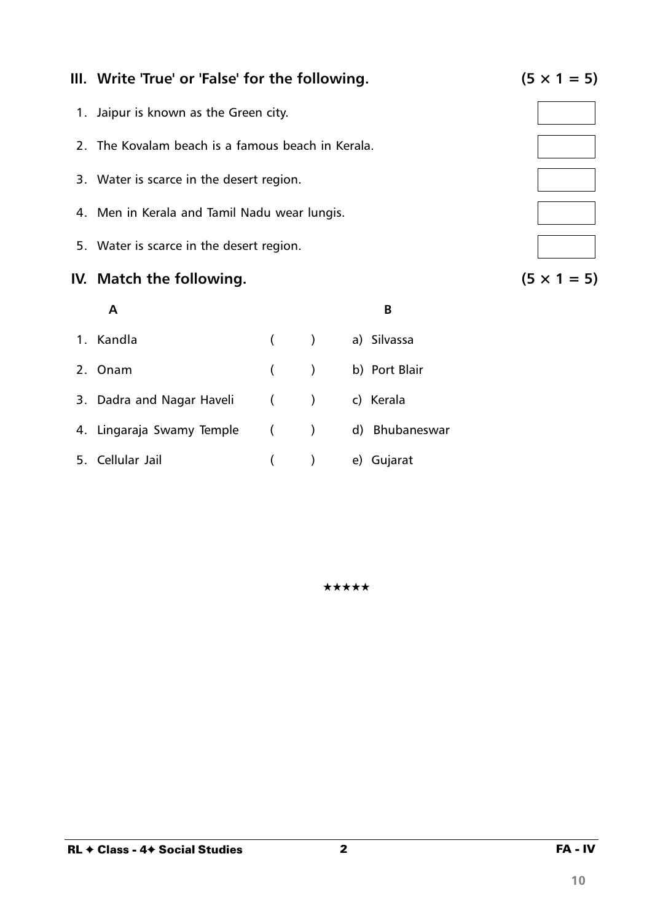## III. Write 'True' or 'False' for the following. (5 × 1 = 5)

1. Jaipur is known as the Green city. [ ]
2. The Kovalam beach is a famous beach in Kerala. [ ]
3. Water is scarce in the desert region. [ ]
4. Men in Kerala and Tamil Nadu wear lungis. [ ]
5. Water is scarce in the desert region. [ ]

## IV. Match the following. (5 × 1 = 5)

| A | | B |
|---|---|---|
| 1. Kandla | ( ) | a) Silvassa |
| 2. Onam | ( ) | b) Port Blair |
| 3. Dadra and Nagar Haveli | ( ) | c) Kerala |
| 4. Lingaraja Swamy Temple | ( ) | d) Bhubaneswar |
| 5. Cellular Jail | ( ) | e) Gujarat |

★★★★★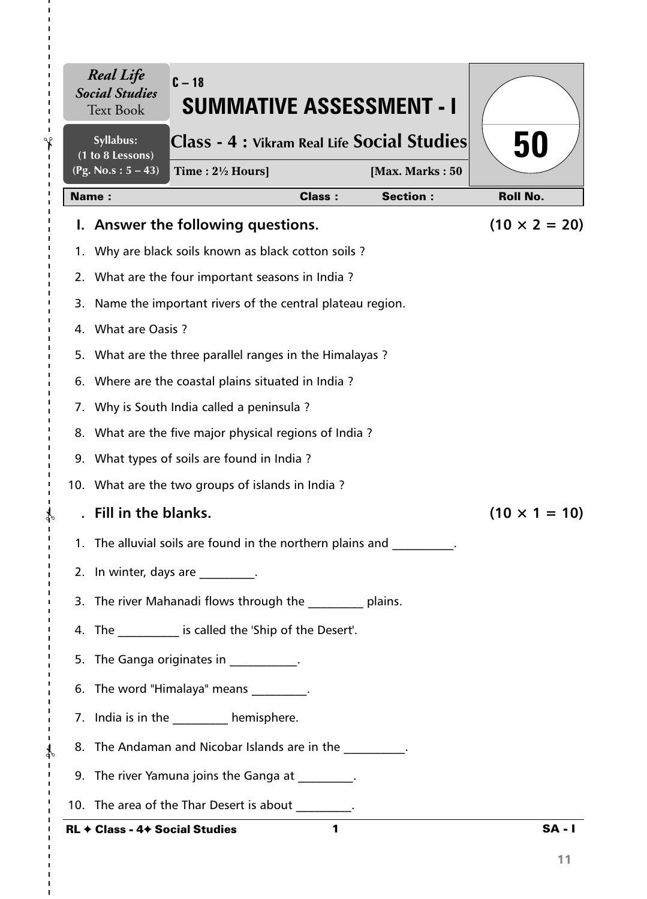Real Life Social Studies Text Book

Syllabus: (1 to 8 Lessons) (Pg. No.s : 5 – 43)

C – 18

# SUMMATIVE ASSESSMENT - I

## Class - 4 : Vikram Real Life Social Studies

Time : 2½ Hours] [Max. Marks : 50

50

| Name : | Class : | Section : | Roll No. |
|---|---|---|---|

### I. Answer the following questions. (10 × 2 = 20)

1. Why are black soils known as black cotton soils ?
2. What are the four important seasons in India ?
3. Name the important rivers of the central plateau region.
4. What are Oasis ?
5. What are the three parallel ranges in the Himalayas ?
6. Where are the coastal plains situated in India ?
7. Why is South India called a peninsula ?
8. What are the five major physical regions of India ?
9. What types of soils are found in India ?
10. What are the two groups of islands in India ?

### . Fill in the blanks. (10 × 1 = 10)

1. The alluvial soils are found in the northern plains and __________.
2. In winter, days are _________.
3. The river Mahanadi flows through the _________ plains.
4. The __________ is called the 'Ship of the Desert'.
5. The Ganga originates in ___________.
6. The word "Himalaya" means _________.
7. India is in the _________ hemisphere.
8. The Andaman and Nicobar Islands are in the __________.
9. The river Yamuna joins the Ganga at _________.
10. The area of the Thar Desert is about _________.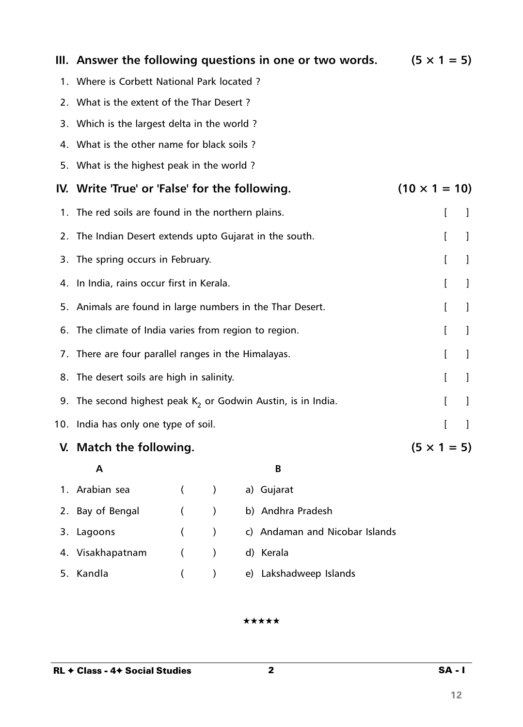## III. Answer the following questions in one or two words. (5 × 1 = 5)

1. Where is Corbett National Park located ?
2. What is the extent of the Thar Desert ?
3. Which is the largest delta in the world ?
4. What is the other name for black soils ?
5. What is the highest peak in the world ?

## IV. Write 'True' or 'False' for the following. (10 × 1 = 10)

1. The red soils are found in the northern plains. [ ]
2. The Indian Desert extends upto Gujarat in the south. [ ]
3. The spring occurs in February. [ ]
4. In India, rains occur first in Kerala. [ ]
5. Animals are found in large numbers in the Thar Desert. [ ]
6. The climate of India varies from region to region. [ ]
7. There are four parallel ranges in the Himalayas. [ ]
8. The desert soils are high in salinity. [ ]
9. The second highest peak $K_2$ or Godwin Austin, is in India. [ ]
10. India has only one type of soil. [ ]

## V. Match the following. (5 × 1 = 5)

| A | | B |
|---|---|---|
| 1. Arabian sea | ( ) | a) Gujarat |
| 2. Bay of Bengal | ( ) | b) Andhra Pradesh |
| 3. Lagoons | ( ) | c) Andaman and Nicobar Islands |
| 4. Visakhapatnam | ( ) | d) Kerala |
| 5. Kandla | ( ) | e) Lakshadweep Islands |

★★★★★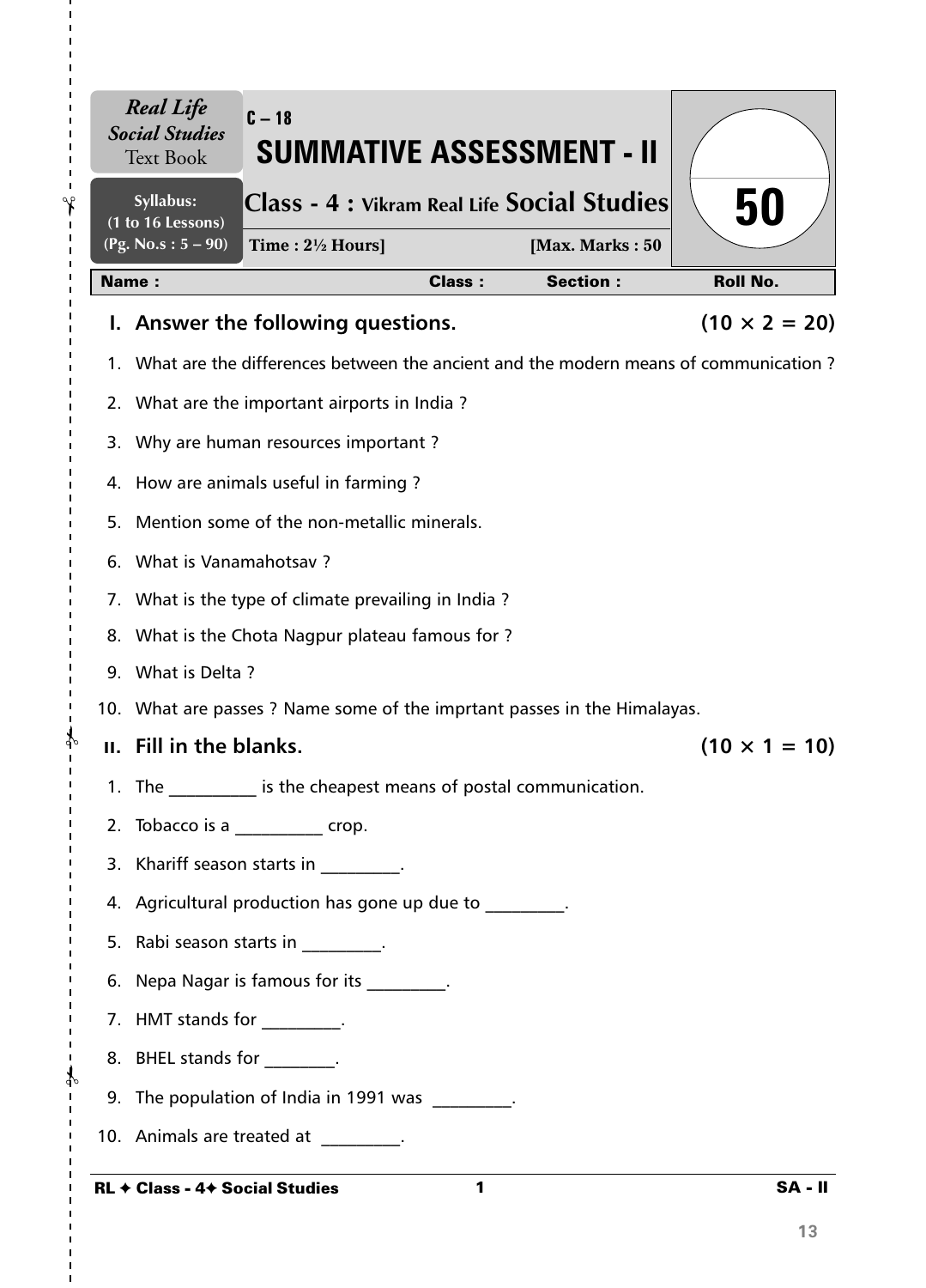*Real Life Social Studies* Text Book

Syllabus: (1 to 16 Lessons) (Pg. No.s : 5 – 90)

C – 18

# SUMMATIVE ASSESSMENT - II

## Class - 4 : Vikram Real Life Social Studies

Time : 2½ Hours] [Max. Marks : 50

50

| Name : | Class : | Section : | Roll No. |
|---|---|---|---|

## I. Answer the following questions. (10 × 2 = 20)

1. What are the differences between the ancient and the modern means of communication ?
2. What are the important airports in India ?
3. Why are human resources important ?
4. How are animals useful in farming ?
5. Mention some of the non-metallic minerals.
6. What is Vanamahotsav ?
7. What is the type of climate prevailing in India ?
8. What is the Chota Nagpur plateau famous for ?
9. What is Delta ?
10. What are passes ? Name some of the imprtant passes in the Himalayas.

## II. Fill in the blanks. (10 × 1 = 10)

1. The __________ is the cheapest means of postal communication.
2. Tobacco is a __________ crop.
3. Khariff season starts in _________.
4. Agricultural production has gone up due to _________.
5. Rabi season starts in _________.
6. Nepa Nagar is famous for its _________.
7. HMT stands for _________.
8. BHEL stands for ________.
9. The population of India in 1991 was _________.
10. Animals are treated at _________.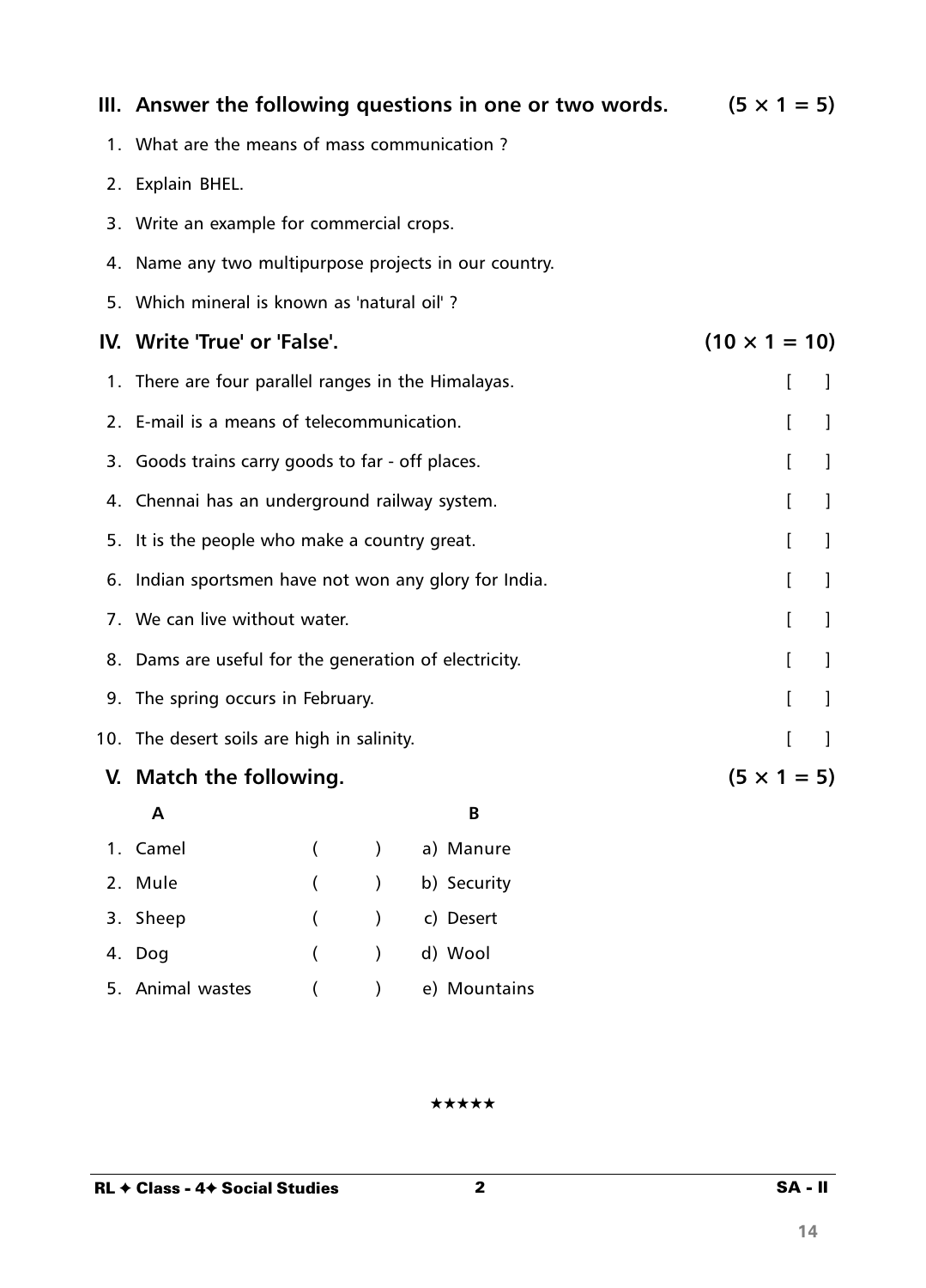## III. Answer the following questions in one or two words. (5 × 1 = 5)

1. What are the means of mass communication ?
2. Explain BHEL.
3. Write an example for commercial crops.
4. Name any two multipurpose projects in our country.
5. Which mineral is known as 'natural oil' ?

## IV. Write 'True' or 'False'. (10 × 1 = 10)

1. There are four parallel ranges in the Himalayas. [ ]
2. E-mail is a means of telecommunication. [ ]
3. Goods trains carry goods to far - off places. [ ]
4. Chennai has an underground railway system. [ ]
5. It is the people who make a country great. [ ]
6. Indian sportsmen have not won any glory for India. [ ]
7. We can live without water. [ ]
8. Dams are useful for the generation of electricity. [ ]
9. The spring occurs in February. [ ]
10. The desert soils are high in salinity. [ ]

## V. Match the following. (5 × 1 = 5)

| A | | B |
|---|---|---|
| 1. Camel | ( ) | a) Manure |
| 2. Mule | ( ) | b) Security |
| 3. Sheep | ( ) | c) Desert |
| 4. Dog | ( ) | d) Wool |
| 5. Animal wastes | ( ) | e) Mountains |

★★★★★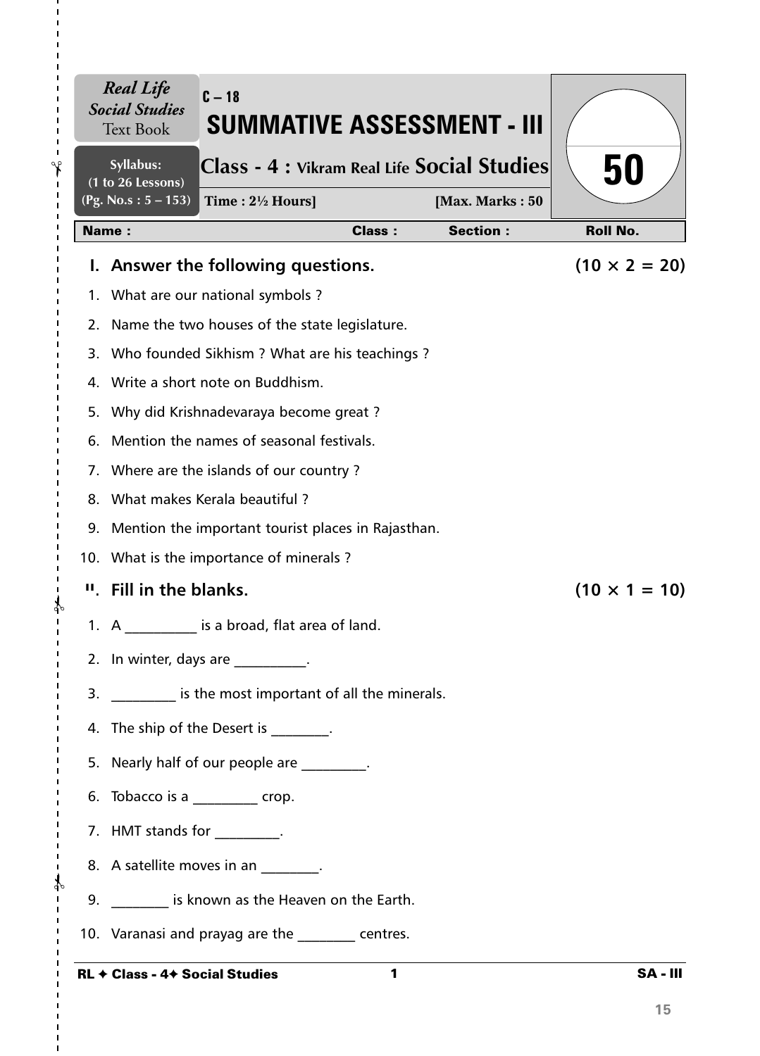*Real Life Social Studies* Text Book

Syllabus: (1 to 26 Lessons) (Pg. No.s : 5 – 153)

C – 18

# SUMMATIVE ASSESSMENT - III

## Class - 4 : Vikram Real Life Social Studies

Time : 2½ Hours] [Max. Marks : 50

50

| Name : | Class : | Section : | Roll No. |
|---|---|---|---|

## I. Answer the following questions. (10 × 2 = 20)

1. What are our national symbols ?
2. Name the two houses of the state legislature.
3. Who founded Sikhism ? What are his teachings ?
4. Write a short note on Buddhism.
5. Why did Krishnadevaraya become great ?
6. Mention the names of seasonal festivals.
7. Where are the islands of our country ?
8. What makes Kerala beautiful ?
9. Mention the important tourist places in Rajasthan.
10. What is the importance of minerals ?

## II. Fill in the blanks. (10 × 1 = 10)

1. A __________ is a broad, flat area of land.
2. In winter, days are __________.
3. _________ is the most important of all the minerals.
4. The ship of the Desert is ________.
5. Nearly half of our people are _________.
6. Tobacco is a _________ crop.
7. HMT stands for _________.
8. A satellite moves in an ________.
9. ________ is known as the Heaven on the Earth.
10. Varanasi and prayag are the ________ centres.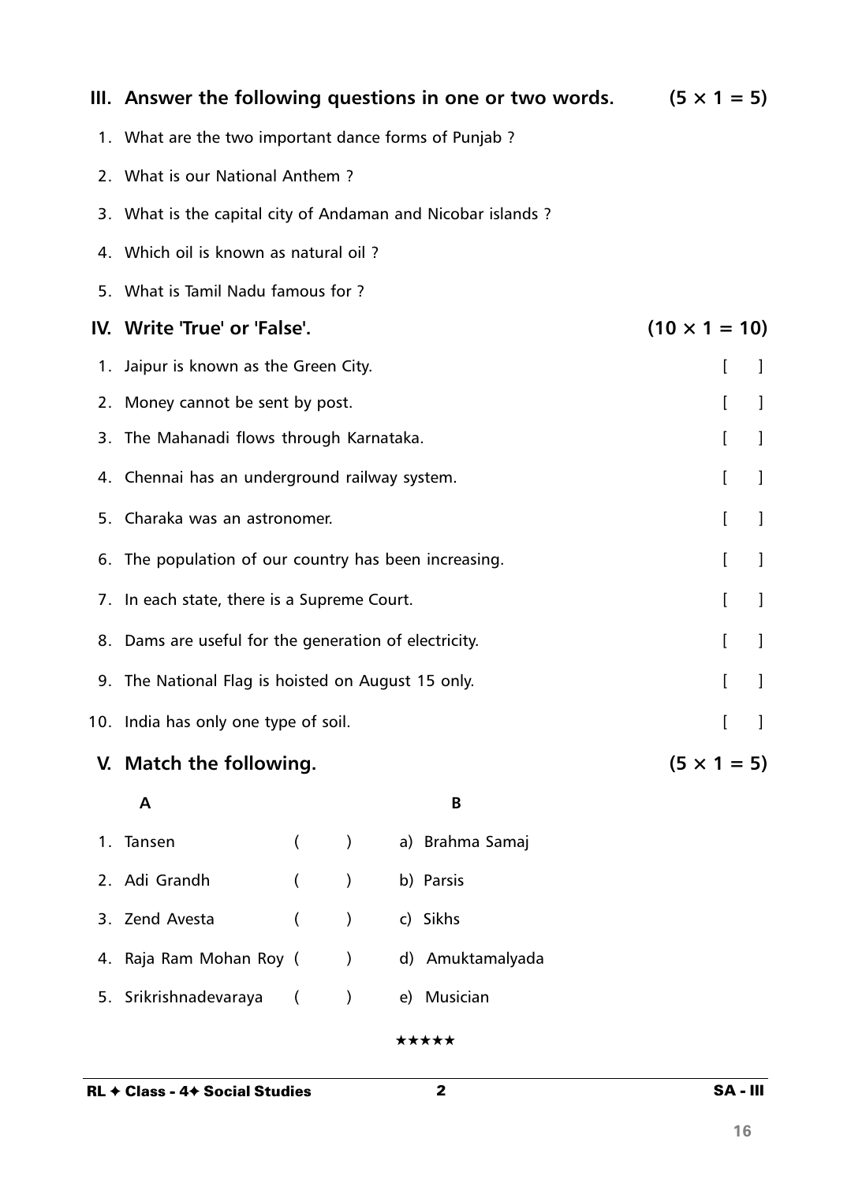## III. Answer the following questions in one or two words. (5 × 1 = 5)

1. What are the two important dance forms of Punjab ?
2. What is our National Anthem ?
3. What is the capital city of Andaman and Nicobar islands ?
4. Which oil is known as natural oil ?
5. What is Tamil Nadu famous for ?

## IV. Write 'True' or 'False'. (10 × 1 = 10)

1. Jaipur is known as the Green City. [ ]
2. Money cannot be sent by post. [ ]
3. The Mahanadi flows through Karnataka. [ ]
4. Chennai has an underground railway system. [ ]
5. Charaka was an astronomer. [ ]
6. The population of our country has been increasing. [ ]
7. In each state, there is a Supreme Court. [ ]
8. Dams are useful for the generation of electricity. [ ]
9. The National Flag is hoisted on August 15 only. [ ]
10. India has only one type of soil. [ ]

## V. Match the following. (5 × 1 = 5)

| A | | B |
|---|---|---|
| 1. Tansen | ( ) | a) Brahma Samaj |
| 2. Adi Grandh | ( ) | b) Parsis |
| 3. Zend Avesta | ( ) | c) Sikhs |
| 4. Raja Ram Mohan Roy | ( ) | d) Amuktamalyada |
| 5. Srikrishnadevaraya | ( ) | e) Musician |

★★★★★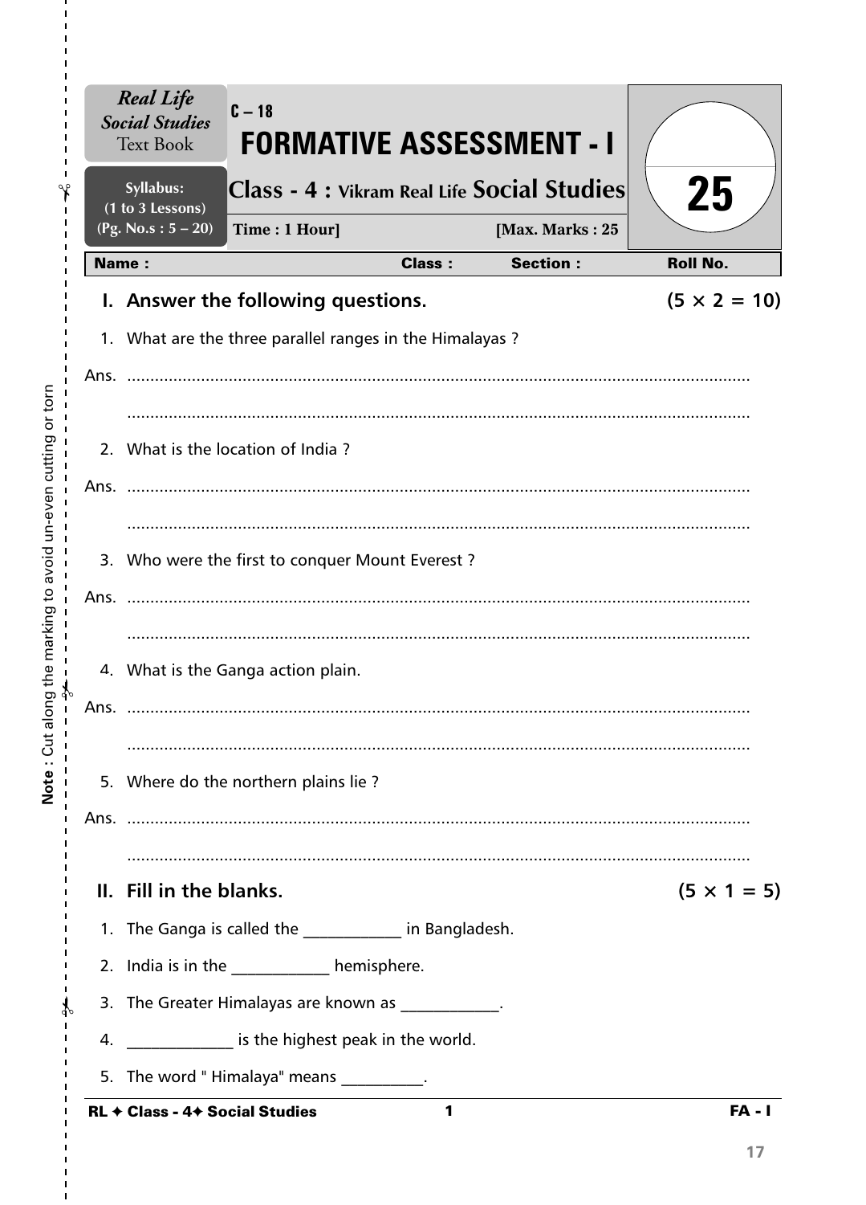**Real Life Social Studies** Text Book

**Syllabus: (1 to 3 Lessons) (Pg. No.s : 5 – 20)**

C – 18

# FORMATIVE ASSESSMENT - I

## Class - 4 : Vikram Real Life Social Studies

**Time : 1 Hour]** **[Max. Marks : 25**

25

| Name : | Class : | Section : | Roll No. |
|---|---|---|---|

## I. Answer the following questions. (5 × 2 = 10)

1. What are the three parallel ranges in the Himalayas ?

Ans. ......................................................................................................................................

......................................................................................................................................

2. What is the location of India ?

Ans. ......................................................................................................................................

......................................................................................................................................

3. Who were the first to conquer Mount Everest ?

Ans. ......................................................................................................................................

......................................................................................................................................

4. What is the Ganga action plain.

Ans. ......................................................................................................................................

......................................................................................................................................

5. Where do the northern plains lie ?

Ans. ......................................................................................................................................

......................................................................................................................................

## II. Fill in the blanks. (5 × 1 = 5)

1. The Ganga is called the ____________ in Bangladesh.
2. India is in the ____________ hemisphere.
3. The Greater Himalayas are known as ____________.
4. _____________ is the highest peak in the world.
5. The word " Himalaya" means __________.

Note : Cut along the marking to avoid un-even cutting or torn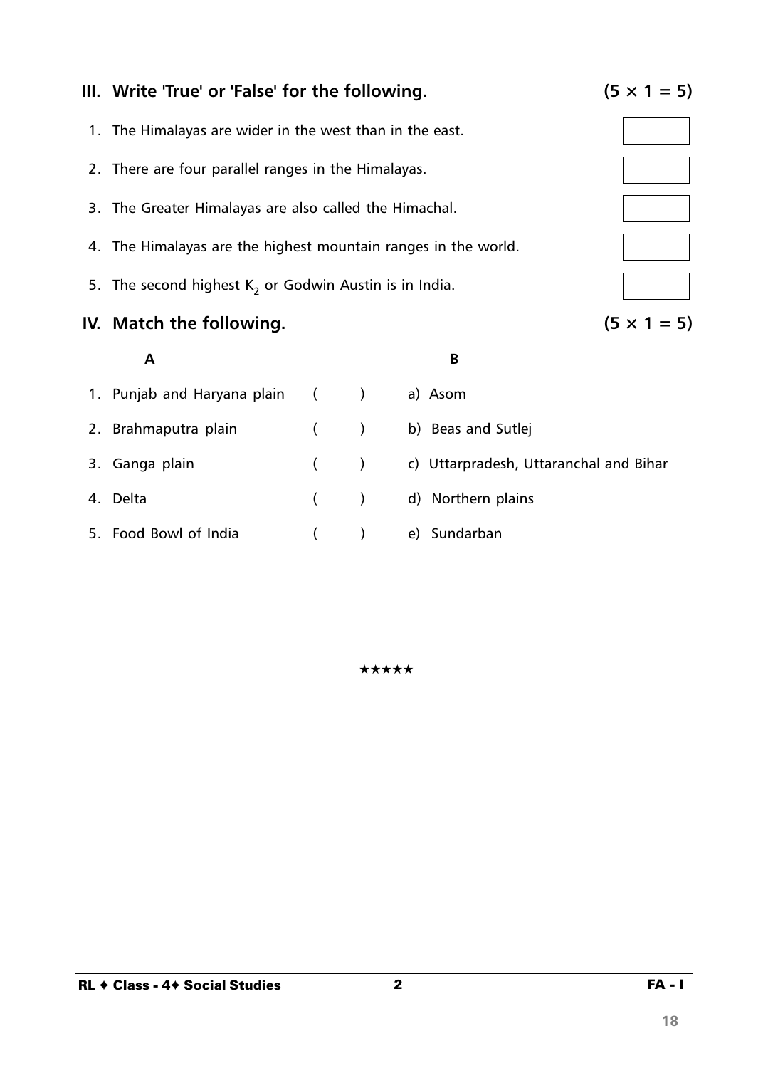## III. Write 'True' or 'False' for the following. (5 × 1 = 5)

1. The Himalayas are wider in the west than in the east.
2. There are four parallel ranges in the Himalayas.
3. The Greater Himalayas are also called the Himachal.
4. The Himalayas are the highest mountain ranges in the world.
5. The second highest $K_2$ or Godwin Austin is in India.

## IV. Match the following. (5 × 1 = 5)

| A | | B |
|---|---|---|
| 1. Punjab and Haryana plain | (   ) | a) Asom |
| 2. Brahmaputra plain | (   ) | b) Beas and Sutlej |
| 3. Ganga plain | (   ) | c) Uttarpradesh, Uttaranchal and Bihar |
| 4. Delta | (   ) | d) Northern plains |
| 5. Food Bowl of India | (   ) | e) Sundarban |

★★★★★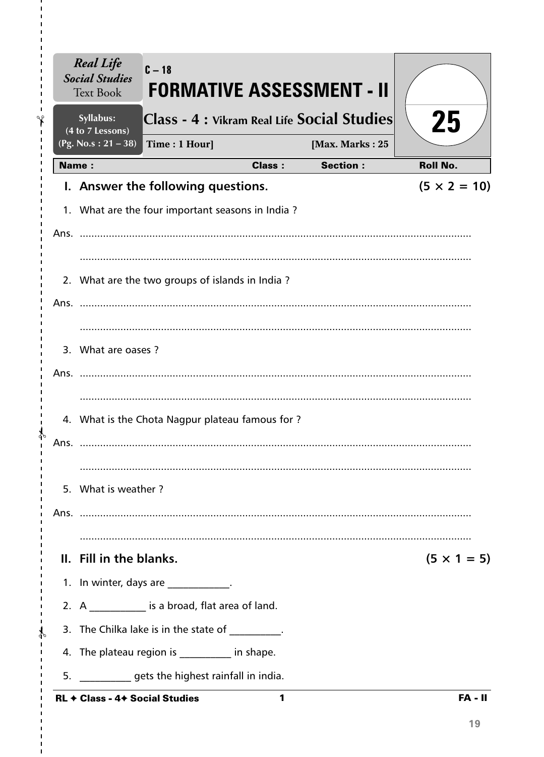*Real Life Social Studies* Text Book

Syllabus: (4 to 7 Lessons) (Pg. No.s : 21 – 38)

C – 18

# FORMATIVE ASSESSMENT - II

## Class - 4 : Vikram Real Life Social Studies

Time : 1 Hour] [Max. Marks : 25

25

| Name : | Class : | Section : | Roll No. |
|---|---|---|---|

### I. Answer the following questions. (5 × 2 = 10)

1. What are the four important seasons in India ?

Ans. ..............................................................................................................................

..............................................................................................................................

2. What are the two groups of islands in India ?

Ans. ..............................................................................................................................

..............................................................................................................................

3. What are oases ?

Ans. ..............................................................................................................................

..............................................................................................................................

4. What is the Chota Nagpur plateau famous for ?

Ans. ..............................................................................................................................

..............................................................................................................................

5. What is weather ?

Ans. ..............................................................................................................................

..............................................................................................................................

### II. Fill in the blanks. (5 × 1 = 5)

1. In winter, days are ____________.
2. A ___________ is a broad, flat area of land.
3. The Chilka lake is in the state of __________.
4. The plateau region is __________ in shape.
5. __________ gets the highest rainfall in india.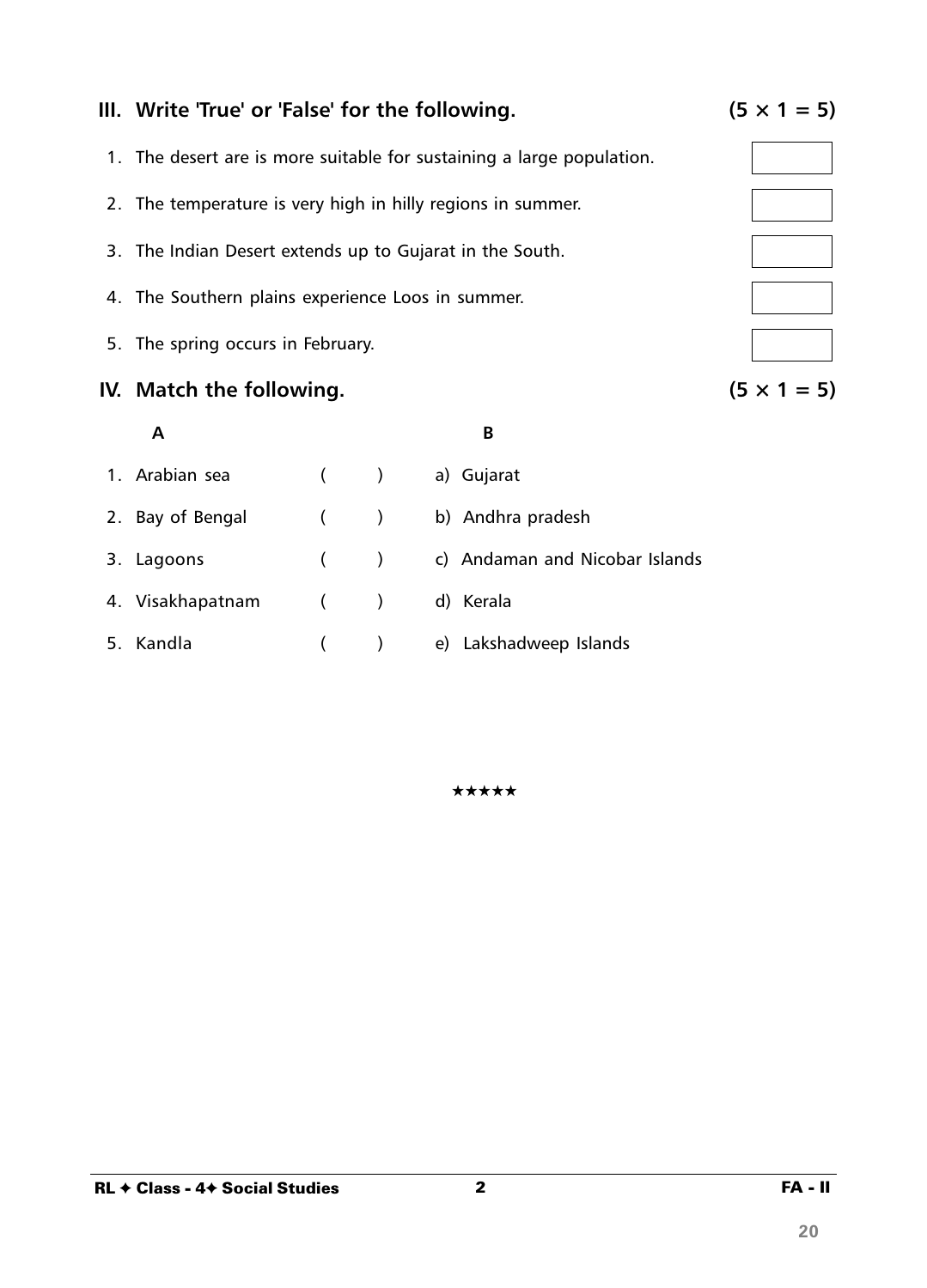## III. Write 'True' or 'False' for the following. (5 × 1 = 5)

1. The desert are is more suitable for sustaining a large population. [ ]
2. The temperature is very high in hilly regions in summer. [ ]
3. The Indian Desert extends up to Gujarat in the South. [ ]
4. The Southern plains experience Loos in summer. [ ]
5. The spring occurs in February. [ ]

## IV. Match the following. (5 × 1 = 5)

| A | | B |
|---|---|---|
| 1. Arabian sea | ( ) | a) Gujarat |
| 2. Bay of Bengal | ( ) | b) Andhra pradesh |
| 3. Lagoons | ( ) | c) Andaman and Nicobar Islands |
| 4. Visakhapatnam | ( ) | d) Kerala |
| 5. Kandla | ( ) | e) Lakshadweep Islands |

★★★★★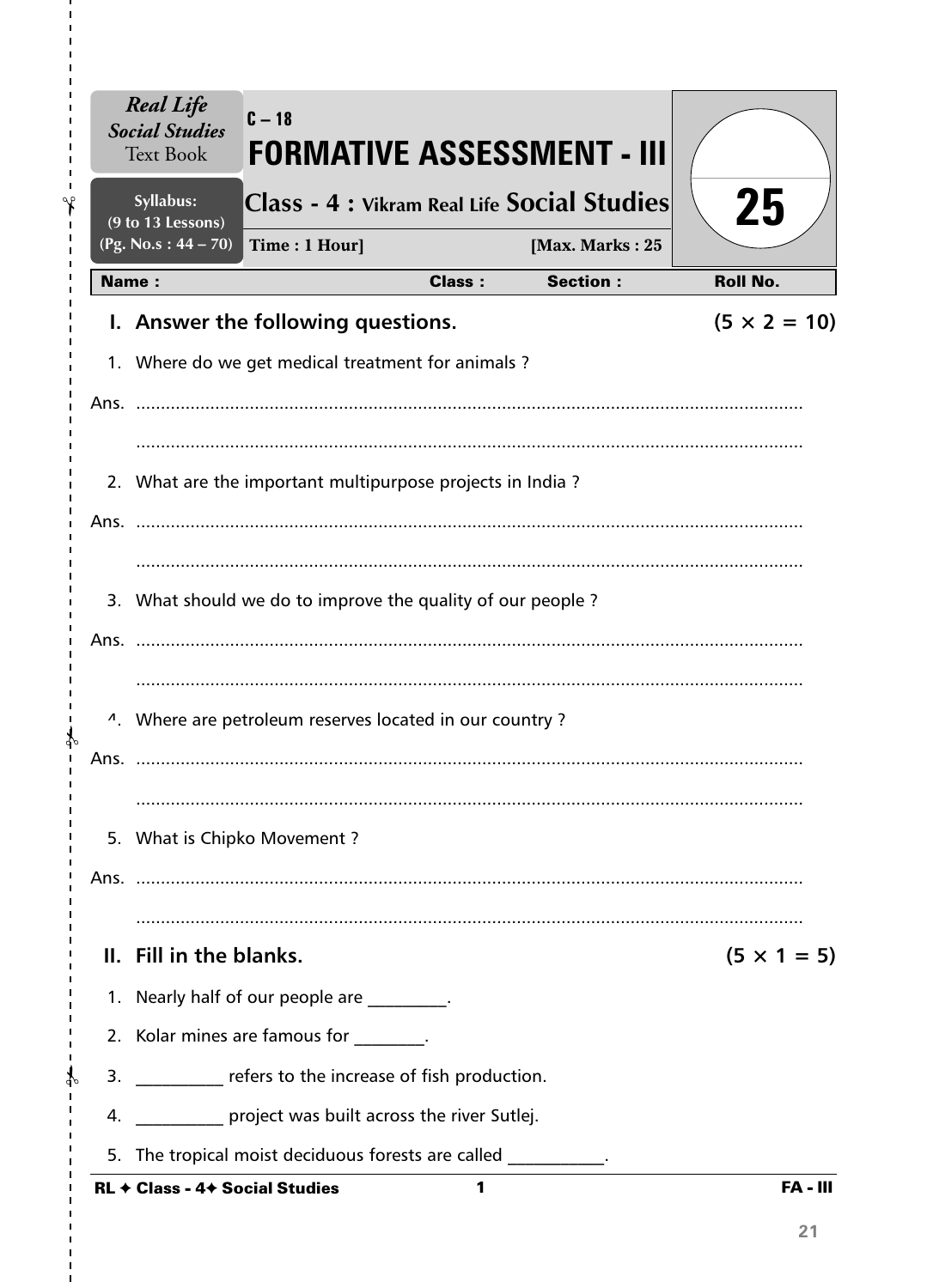**Real Life Social Studies** Text Book

**Syllabus:** (9 to 13 Lessons) (Pg. No.s : 44 – 70)

C – 18

# FORMATIVE ASSESSMENT - III

## Class - 4 : Vikram Real Life Social Studies

**Time : 1 Hour]** **[Max. Marks : 25**

25

| Name : | Class : | Section : | Roll No. |
|---|---|---|---|

### I. Answer the following questions. (5 × 2 = 10)

1. Where do we get medical treatment for animals ?

Ans. ..............................................................................................................................

..............................................................................................................................

2. What are the important multipurpose projects in India ?

Ans. ..............................................................................................................................

..............................................................................................................................

3. What should we do to improve the quality of our people ?

Ans. ..............................................................................................................................

..............................................................................................................................

4. Where are petroleum reserves located in our country ?

Ans. ..............................................................................................................................

..............................................................................................................................

5. What is Chipko Movement ?

Ans. ..............................................................................................................................

..............................................................................................................................

### II. Fill in the blanks. (5 × 1 = 5)

1. Nearly half of our people are _________.
2. Kolar mines are famous for ________.
3. __________ refers to the increase of fish production.
4. __________ project was built across the river Sutlej.
5. The tropical moist deciduous forests are called ___________.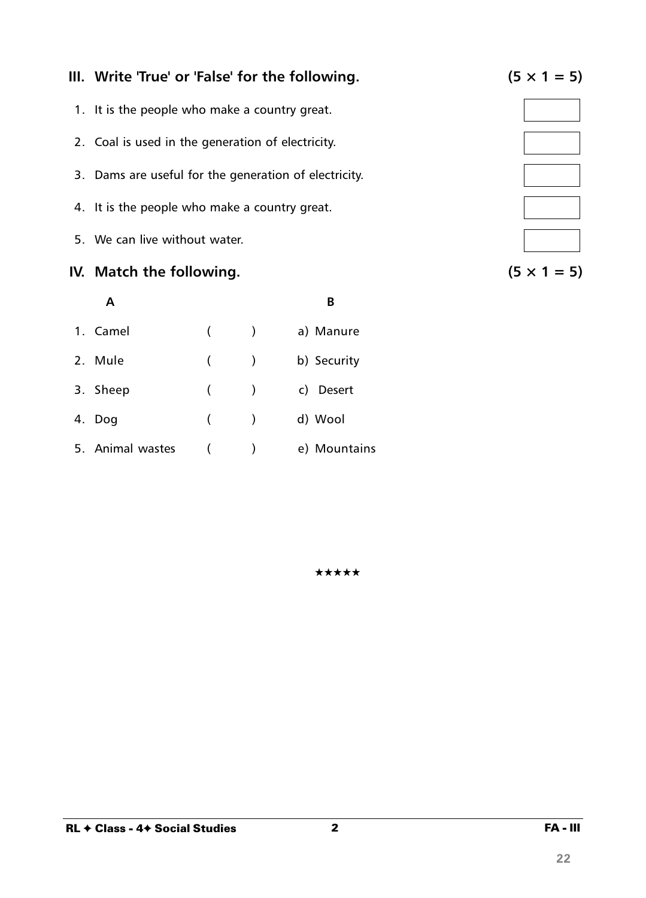## III. Write 'True' or 'False' for the following. (5 × 1 = 5)

1. It is the people who make a country great.
2. Coal is used in the generation of electricity.
3. Dams are useful for the generation of electricity.
4. It is the people who make a country great.
5. We can live without water.

## IV. Match the following. (5 × 1 = 5)

| A | | B |
|---|---|---|
| 1. Camel | (  ) | a) Manure |
| 2. Mule | (  ) | b) Security |
| 3. Sheep | (  ) | c) Desert |
| 4. Dog | (  ) | d) Wool |
| 5. Animal wastes | (  ) | e) Mountains |

★★★★★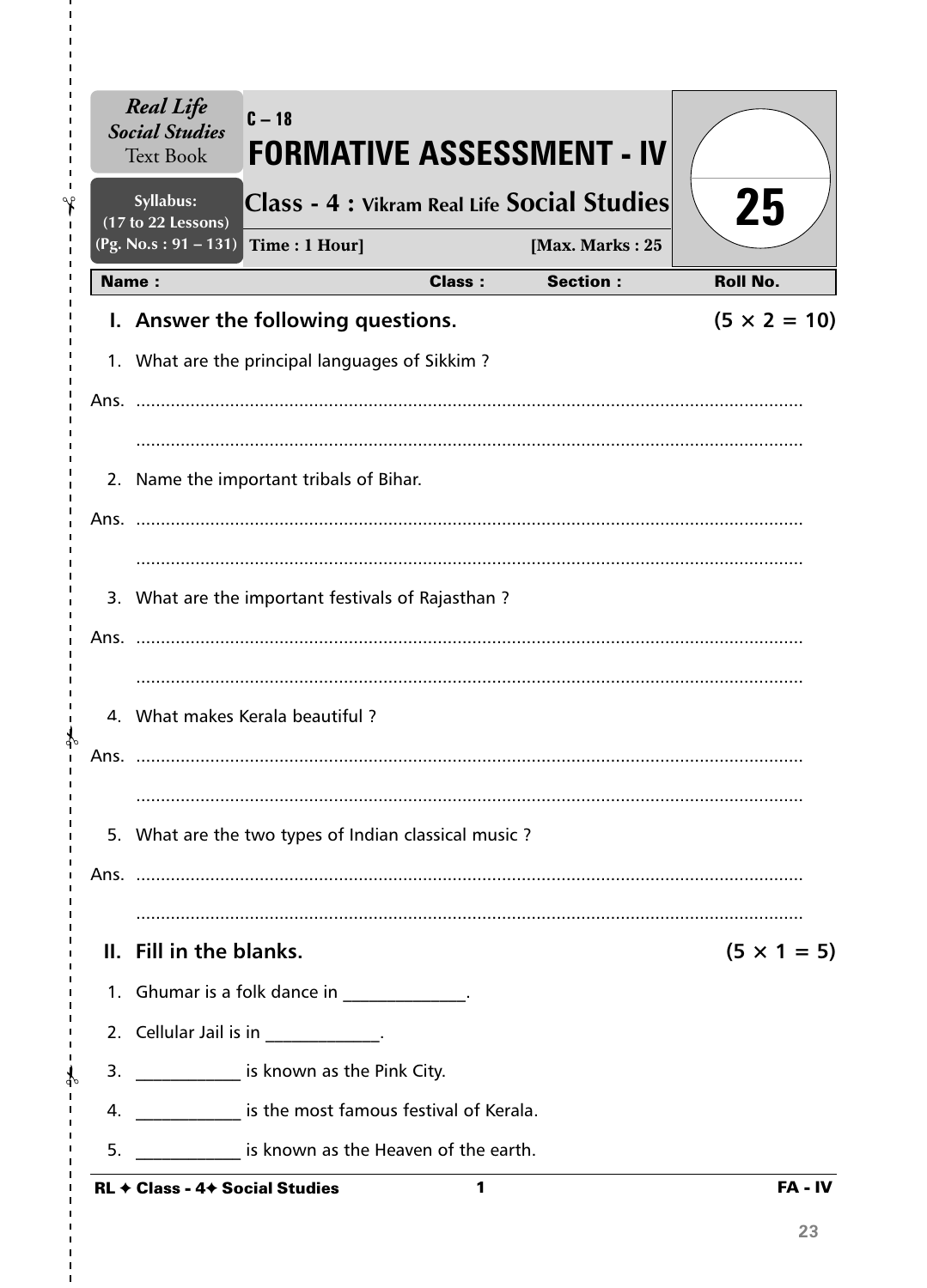**Real Life Social Studies** Text Book

**Syllabus:** (17 to 22 Lessons) (Pg. No.s : 91 – 131)

C – 18

# FORMATIVE ASSESSMENT - IV

## Class - 4 : Vikram Real Life Social Studies

**Time : 1 Hour]** **[Max. Marks : 25**

25

| Name : | Class : | Section : | Roll No. |
|---|---|---|---|

## I. Answer the following questions. (5 × 2 = 10)

1. What are the principal languages of Sikkim ?

Ans. ..........................................................................................................................

..........................................................................................................................

2. Name the important tribals of Bihar.

Ans. ..........................................................................................................................

..........................................................................................................................

3. What are the important festivals of Rajasthan ?

Ans. ..........................................................................................................................

..........................................................................................................................

4. What makes Kerala beautiful ?

Ans. ..........................................................................................................................

..........................................................................................................................

5. What are the two types of Indian classical music ?

Ans. ..........................................................................................................................

..........................................................................................................................

## II. Fill in the blanks. (5 × 1 = 5)

1. Ghumar is a folk dance in ______________.
2. Cellular Jail is in _____________.
3. ____________ is known as the Pink City.
4. ____________ is the most famous festival of Kerala.
5. ____________ is known as the Heaven of the earth.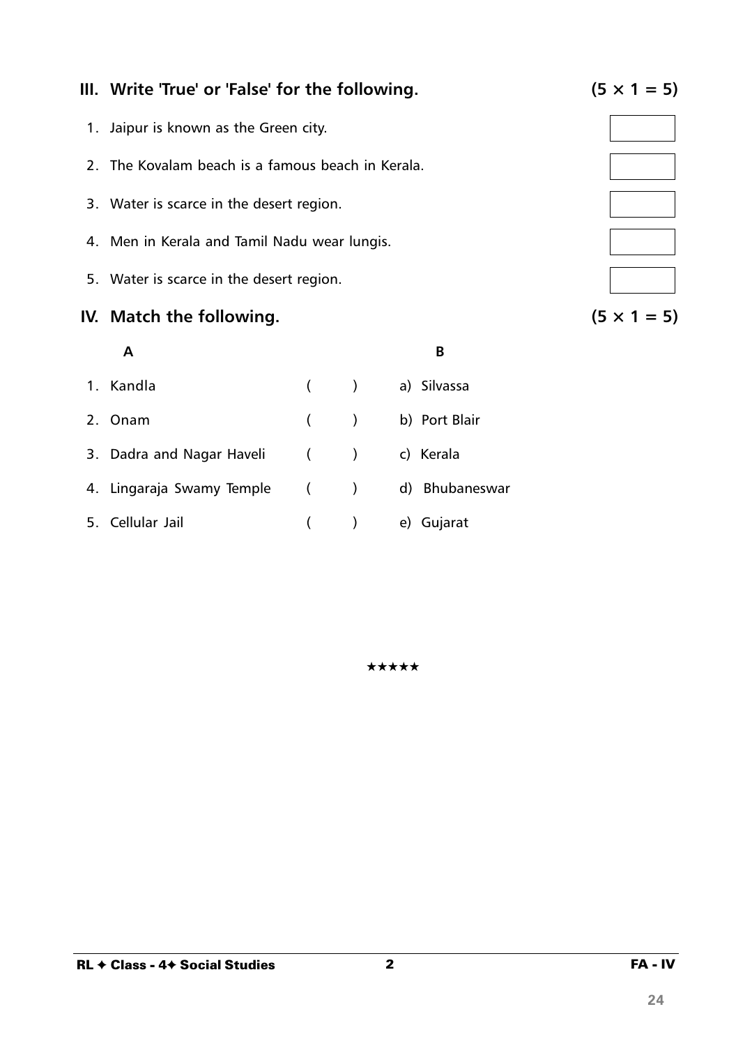## III. Write 'True' or 'False' for the following. (5 × 1 = 5)

1. Jaipur is known as the Green city.
2. The Kovalam beach is a famous beach in Kerala.
3. Water is scarce in the desert region.
4. Men in Kerala and Tamil Nadu wear lungis.
5. Water is scarce in the desert region.

## IV. Match the following. (5 × 1 = 5)

| A | | B |
|---|---|---|
| 1. Kandla | ( ) | a) Silvassa |
| 2. Onam | ( ) | b) Port Blair |
| 3. Dadra and Nagar Haveli | ( ) | c) Kerala |
| 4. Lingaraja Swamy Temple | ( ) | d) Bhubaneswar |
| 5. Cellular Jail | ( ) | e) Gujarat |

★★★★★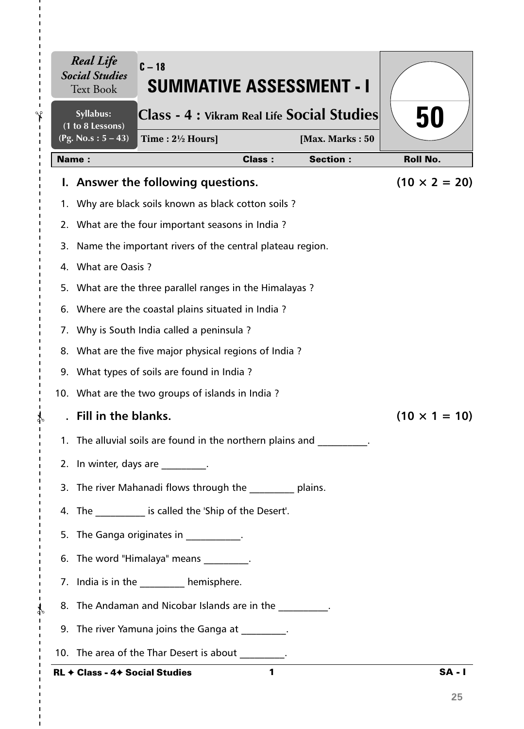*Real Life Social Studies* Text Book

Syllabus: (1 to 8 Lessons) (Pg. No.s : 5 – 43)

C – 18

# SUMMATIVE ASSESSMENT - I

## Class - 4 : Vikram Real Life Social Studies

Time : 2½ Hours] [Max. Marks : 50

50

| Name : | Class : | Section : | Roll No. |
|---|---|---|---|

## I. Answer the following questions. (10 × 2 = 20)

1. Why are black soils known as black cotton soils ?
2. What are the four important seasons in India ?
3. Name the important rivers of the central plateau region.
4. What are Oasis ?
5. What are the three parallel ranges in the Himalayas ?
6. Where are the coastal plains situated in India ?
7. Why is South India called a peninsula ?
8. What are the five major physical regions of India ?
9. What types of soils are found in India ?
10. What are the two groups of islands in India ?

## . Fill in the blanks. (10 × 1 = 10)

1. The alluvial soils are found in the northern plains and __________.
2. In winter, days are _________.
3. The river Mahanadi flows through the _________ plains.
4. The __________ is called the 'Ship of the Desert'.
5. The Ganga originates in ___________.
6. The word "Himalaya" means _________.
7. India is in the _________ hemisphere.
8. The Andaman and Nicobar Islands are in the __________.
9. The river Yamuna joins the Ganga at _________.
10. The area of the Thar Desert is about _________.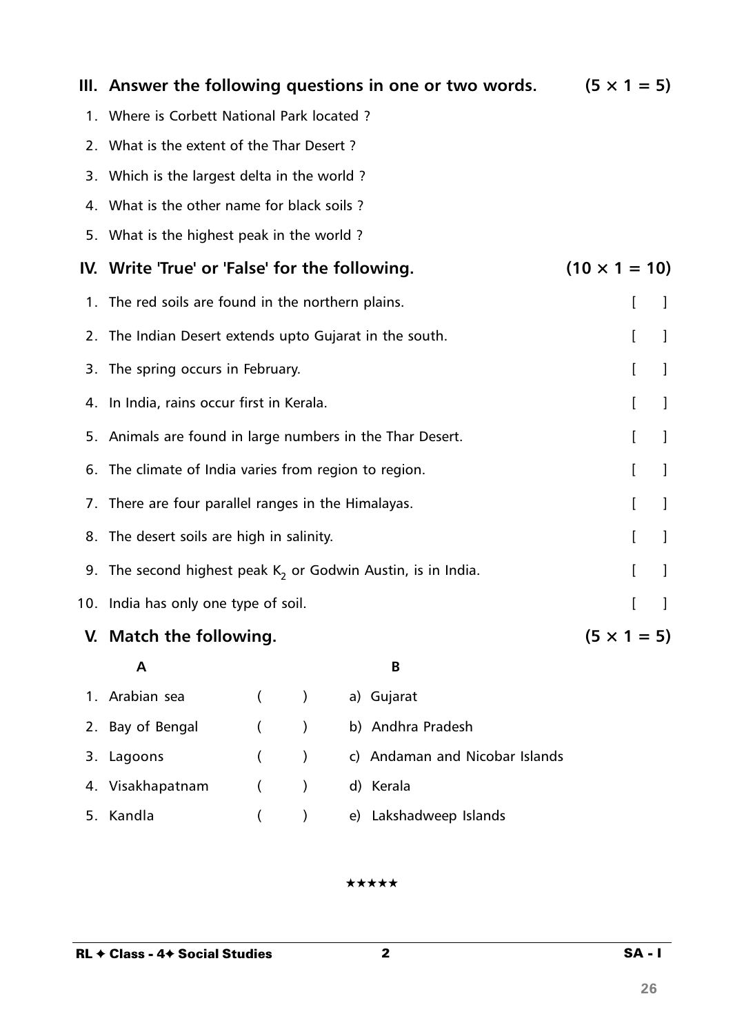## III. Answer the following questions in one or two words. (5 × 1 = 5)

1. Where is Corbett National Park located ?
2. What is the extent of the Thar Desert ?
3. Which is the largest delta in the world ?
4. What is the other name for black soils ?
5. What is the highest peak in the world ?

## IV. Write 'True' or 'False' for the following. (10 × 1 = 10)

1. The red soils are found in the northern plains. [ ]
2. The Indian Desert extends upto Gujarat in the south. [ ]
3. The spring occurs in February. [ ]
4. In India, rains occur first in Kerala. [ ]
5. Animals are found in large numbers in the Thar Desert. [ ]
6. The climate of India varies from region to region. [ ]
7. There are four parallel ranges in the Himalayas. [ ]
8. The desert soils are high in salinity. [ ]
9. The second highest peak $K_2$ or Godwin Austin, is in India. [ ]
10. India has only one type of soil. [ ]

## V. Match the following. (5 × 1 = 5)

| A | | B |
|---|---|---|
| 1. Arabian sea | ( ) | a) Gujarat |
| 2. Bay of Bengal | ( ) | b) Andhra Pradesh |
| 3. Lagoons | ( ) | c) Andaman and Nicobar Islands |
| 4. Visakhapatnam | ( ) | d) Kerala |
| 5. Kandla | ( ) | e) Lakshadweep Islands |

★★★★★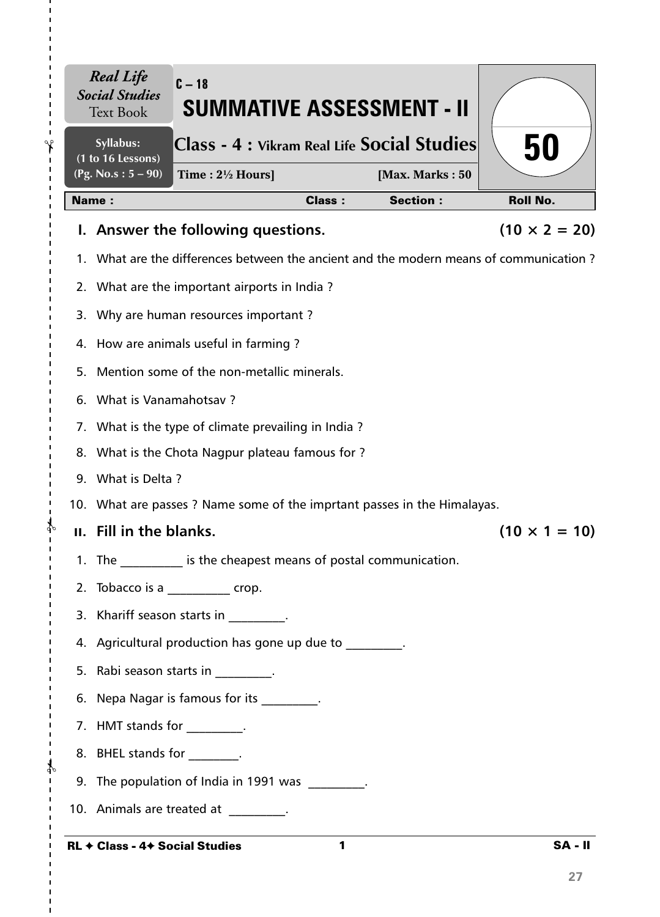**Real Life Social Studies** Text Book

**Syllabus: (1 to 16 Lessons) (Pg. No.s : 5 – 90)**

C – 18

# SUMMATIVE ASSESSMENT - II

## Class - 4 : Vikram Real Life Social Studies

**Time : 2½ Hours]** **[Max. Marks : 50**

**50**

| Name : | Class : | Section : | Roll No. |
|---|---|---|---|

### I. Answer the following questions. (10 × 2 = 20)

1. What are the differences between the ancient and the modern means of communication ?
2. What are the important airports in India ?
3. Why are human resources important ?
4. How are animals useful in farming ?
5. Mention some of the non-metallic minerals.
6. What is Vanamahotsav ?
7. What is the type of climate prevailing in India ?
8. What is the Chota Nagpur plateau famous for ?
9. What is Delta ?
10. What are passes ? Name some of the imprtant passes in the Himalayas.

### II. Fill in the blanks. (10 × 1 = 10)

1. The __________ is the cheapest means of postal communication.
2. Tobacco is a __________ crop.
3. Khariff season starts in _________.
4. Agricultural production has gone up due to _________.
5. Rabi season starts in _________.
6. Nepa Nagar is famous for its _________.
7. HMT stands for _________.
8. BHEL stands for ________.
9. The population of India in 1991 was _________.
10. Animals are treated at _________.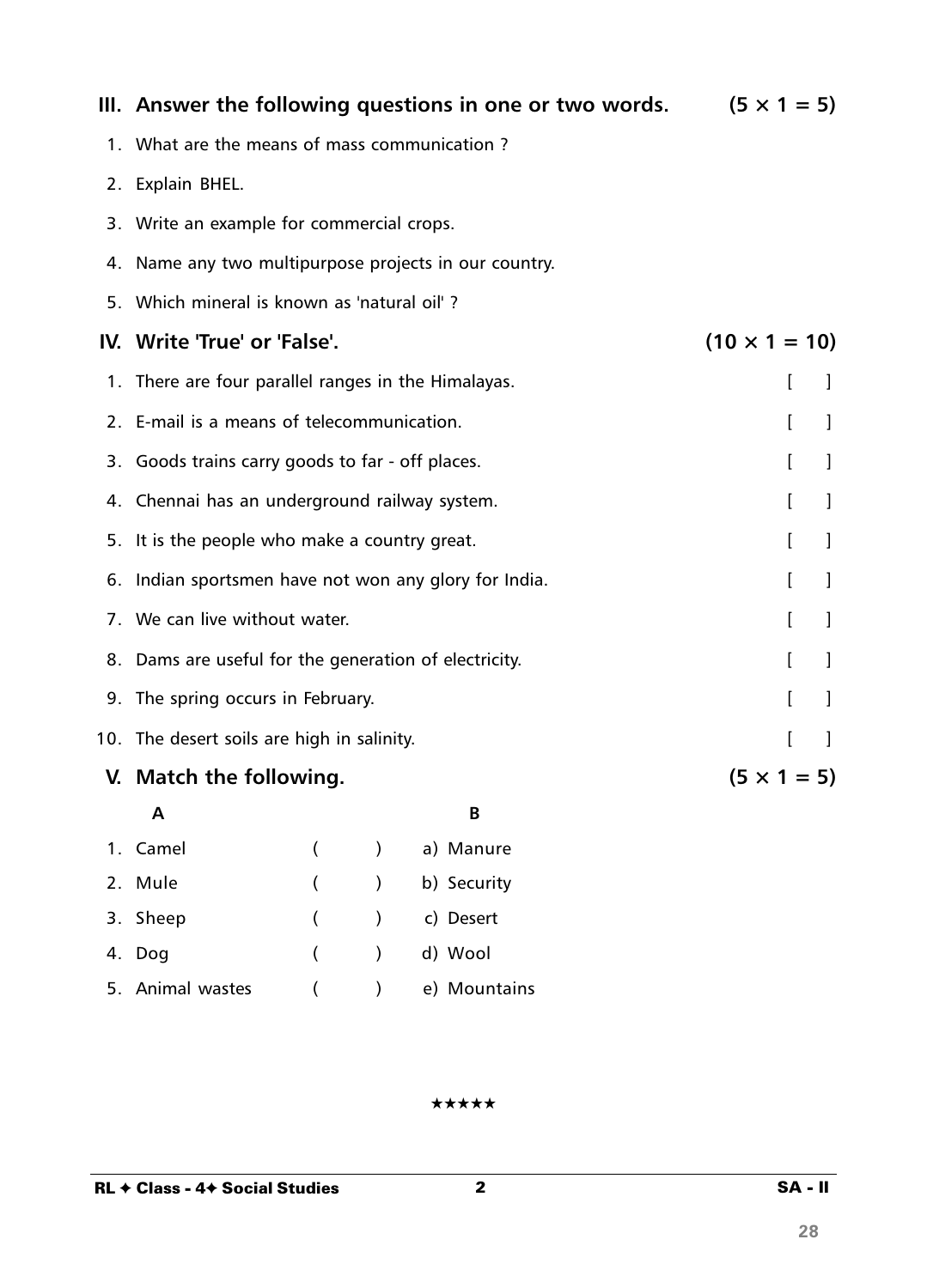## III. Answer the following questions in one or two words. (5 × 1 = 5)

1. What are the means of mass communication ?
2. Explain BHEL.
3. Write an example for commercial crops.
4. Name any two multipurpose projects in our country.
5. Which mineral is known as 'natural oil' ?

## IV. Write 'True' or 'False'. (10 × 1 = 10)

1. There are four parallel ranges in the Himalayas. [ ]
2. E-mail is a means of telecommunication. [ ]
3. Goods trains carry goods to far - off places. [ ]
4. Chennai has an underground railway system. [ ]
5. It is the people who make a country great. [ ]
6. Indian sportsmen have not won any glory for India. [ ]
7. We can live without water. [ ]
8. Dams are useful for the generation of electricity. [ ]
9. The spring occurs in February. [ ]
10. The desert soils are high in salinity. [ ]

## V. Match the following. (5 × 1 = 5)

| A | | B |
|---|---|---|
| 1. Camel | ( ) | a) Manure |
| 2. Mule | ( ) | b) Security |
| 3. Sheep | ( ) | c) Desert |
| 4. Dog | ( ) | d) Wool |
| 5. Animal wastes | ( ) | e) Mountains |

★★★★★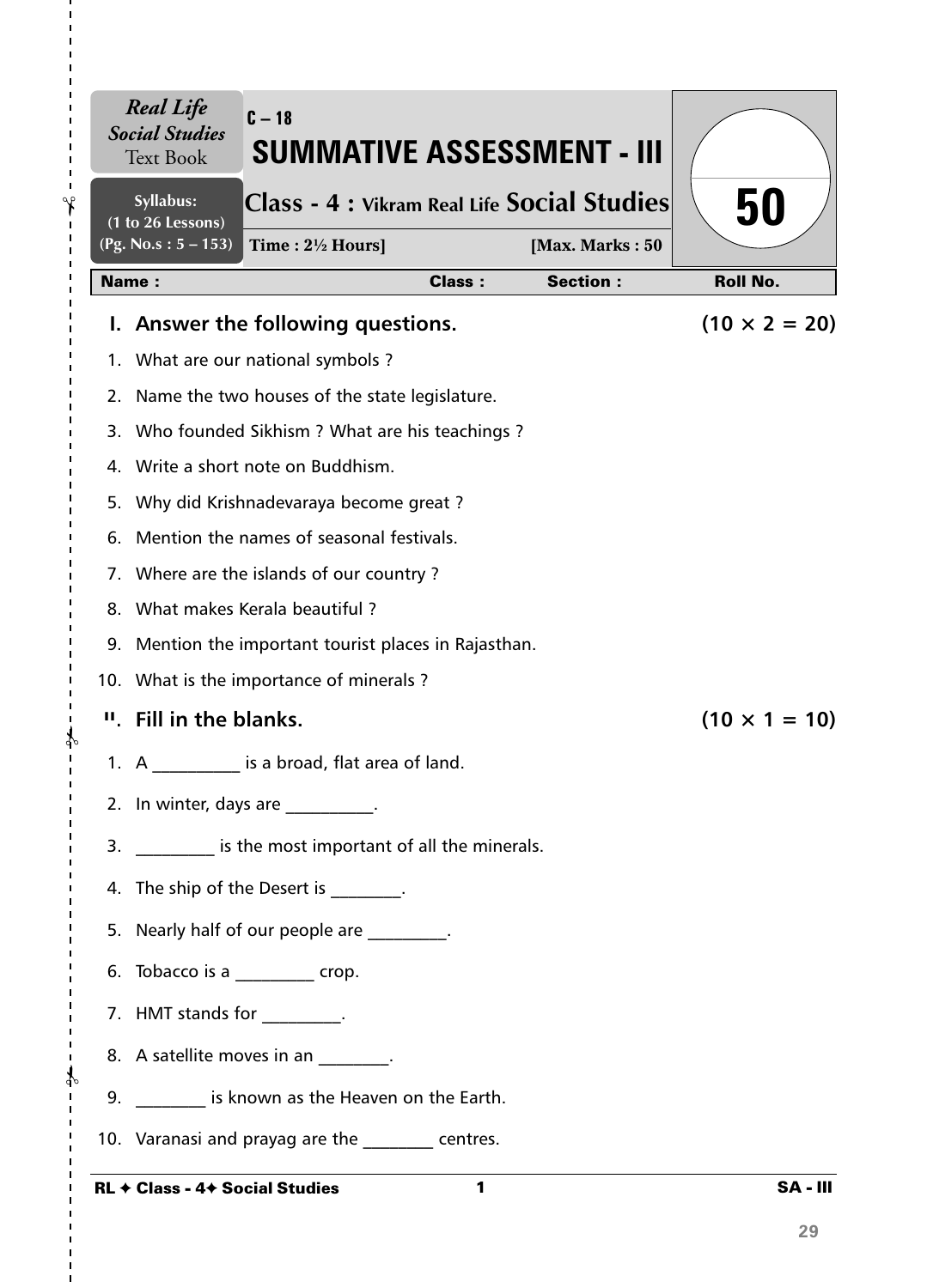*Real Life Social Studies* Text Book

Syllabus: (1 to 26 Lessons) (Pg. No.s : 5 – 153)

C – 18

# SUMMATIVE ASSESSMENT - III

## Class - 4 : Vikram Real Life Social Studies

Time : 2½ Hours] [Max. Marks : 50

50

| Name : | Class : | Section : | Roll No. |
|---|---|---|---|

### I. Answer the following questions. (10 × 2 = 20)

1. What are our national symbols ?
2. Name the two houses of the state legislature.
3. Who founded Sikhism ? What are his teachings ?
4. Write a short note on Buddhism.
5. Why did Krishnadevaraya become great ?
6. Mention the names of seasonal festivals.
7. Where are the islands of our country ?
8. What makes Kerala beautiful ?
9. Mention the important tourist places in Rajasthan.
10. What is the importance of minerals ?

### II. Fill in the blanks. (10 × 1 = 10)

1. A __________ is a broad, flat area of land.
2. In winter, days are __________.
3. _________ is the most important of all the minerals.
4. The ship of the Desert is ________.
5. Nearly half of our people are _________.
6. Tobacco is a _________ crop.
7. HMT stands for _________.
8. A satellite moves in an ________.
9. ________ is known as the Heaven on the Earth.
10. Varanasi and prayag are the ________ centres.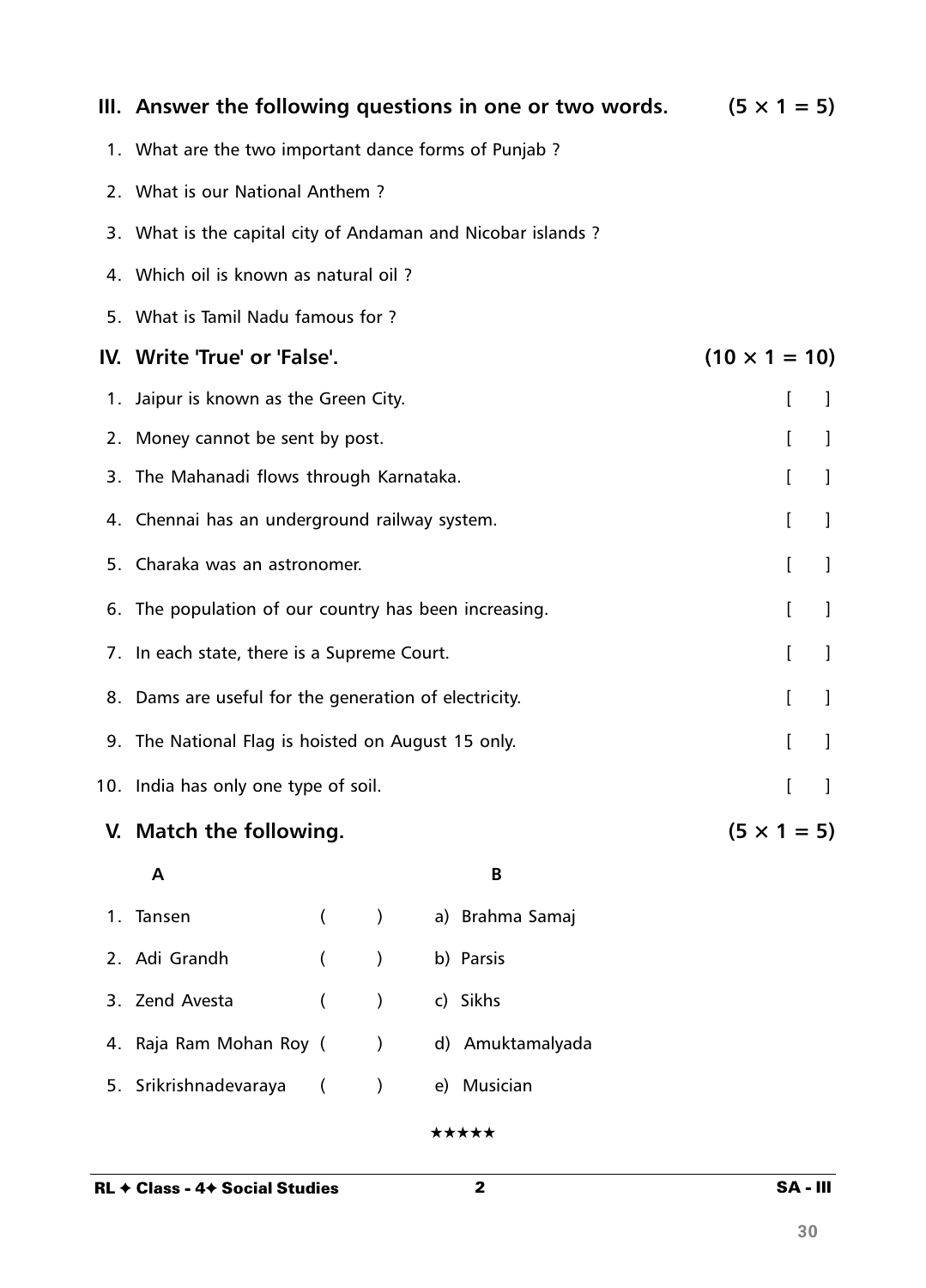## III. Answer the following questions in one or two words. (5 × 1 = 5)

1. What are the two important dance forms of Punjab ?
2. What is our National Anthem ?
3. What is the capital city of Andaman and Nicobar islands ?
4. Which oil is known as natural oil ?
5. What is Tamil Nadu famous for ?

## IV. Write 'True' or 'False'. (10 × 1 = 10)

1. Jaipur is known as the Green City. [ ]
2. Money cannot be sent by post. [ ]
3. The Mahanadi flows through Karnataka. [ ]
4. Chennai has an underground railway system. [ ]
5. Charaka was an astronomer. [ ]
6. The population of our country has been increasing. [ ]
7. In each state, there is a Supreme Court. [ ]
8. Dams are useful for the generation of electricity. [ ]
9. The National Flag is hoisted on August 15 only. [ ]
10. India has only one type of soil. [ ]

## V. Match the following. (5 × 1 = 5)

| A | | B |
|---|---|---|
| 1. Tansen | ( ) | a) Brahma Samaj |
| 2. Adi Grandh | ( ) | b) Parsis |
| 3. Zend Avesta | ( ) | c) Sikhs |
| 4. Raja Ram Mohan Roy | ( ) | d) Amuktamalyada |
| 5. Srikrishnadevaraya | ( ) | e) Musician |

★★★★★